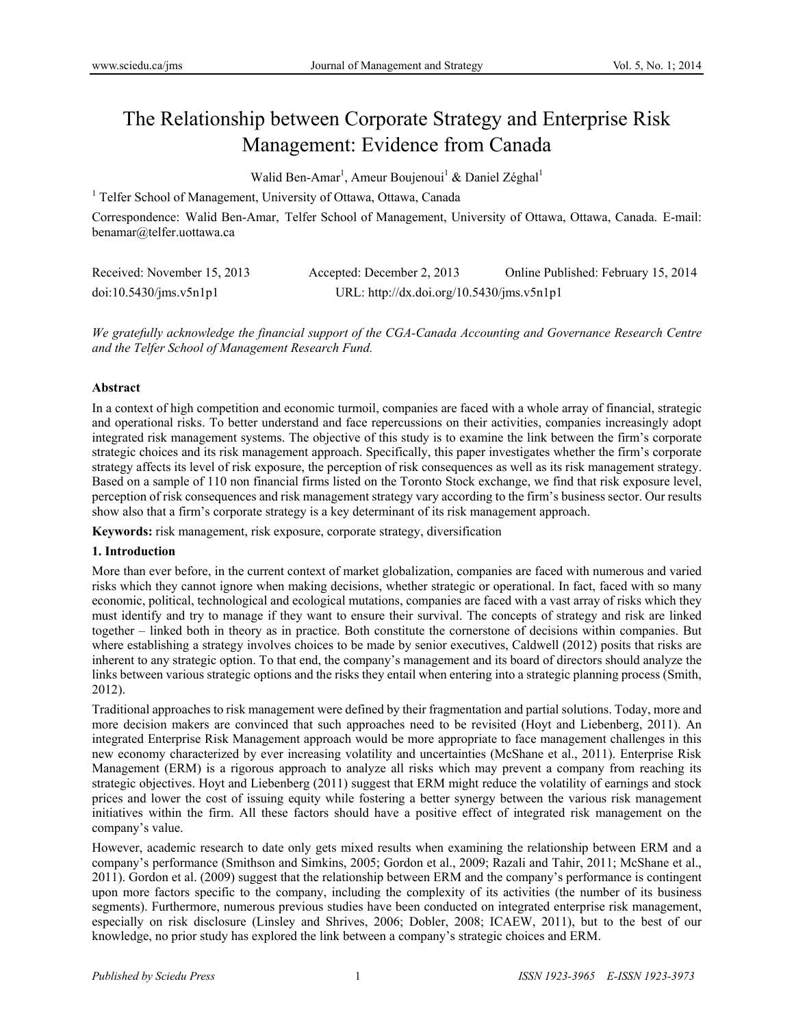# The Relationship between Corporate Strategy and Enterprise Risk Management: Evidence from Canada

Walid Ben-Amar[1], Ameur Boujenoui[1] & Daniel Zéghal[1]

[1] Telfer School of Management, University of Ottawa, Ottawa, Canada

Correspondence: Walid Ben-Amar, Telfer School of Management, University of Ottawa, Ottawa, Canada. E-mail: benamar@telfer.uottawa.ca

Received: November 15, 2013 Accepted: December 2, 2013 Online Published: February 15, 2014

doi:10.5430/jms.v5n1p1 URL: http://dx.doi.org/10.5430/jms.v5n1p1

*We gratefully acknowledge the financial support of the CGA-Canada Accounting and Governance Research Centre and the Telfer School of Management Research Fund.*

## Abstract

In a context of high competition and economic turmoil, companies are faced with a whole array of financial, strategic and operational risks. To better understand and face repercussions on their activities, companies increasingly adopt integrated risk management systems. The objective of this study is to examine the link between the firm's corporate strategic choices and its risk management approach. Specifically, this paper investigates whether the firm's corporate strategy affects its level of risk exposure, the perception of risk consequences as well as its risk management strategy. Based on a sample of 110 non financial firms listed on the Toronto Stock exchange, we find that risk exposure level, perception of risk consequences and risk management strategy vary according to the firm's business sector. Our results show also that a firm's corporate strategy is a key determinant of its risk management approach.

**Keywords:** risk management, risk exposure, corporate strategy, diversification

## 1. Introduction

More than ever before, in the current context of market globalization, companies are faced with numerous and varied risks which they cannot ignore when making decisions, whether strategic or operational. In fact, faced with so many economic, political, technological and ecological mutations, companies are faced with a vast array of risks which they must identify and try to manage if they want to ensure their survival. The concepts of strategy and risk are linked together – linked both in theory as in practice. Both constitute the cornerstone of decisions within companies. But where establishing a strategy involves choices to be made by senior executives, Caldwell (2012) posits that risks are inherent to any strategic option. To that end, the company's management and its board of directors should analyze the links between various strategic options and the risks they entail when entering into a strategic planning process (Smith, 2012).

Traditional approaches to risk management were defined by their fragmentation and partial solutions. Today, more and more decision makers are convinced that such approaches need to be revisited (Hoyt and Liebenberg, 2011). An integrated Enterprise Risk Management approach would be more appropriate to face management challenges in this new economy characterized by ever increasing volatility and uncertainties (McShane et al., 2011). Enterprise Risk Management (ERM) is a rigorous approach to analyze all risks which may prevent a company from reaching its strategic objectives. Hoyt and Liebenberg (2011) suggest that ERM might reduce the volatility of earnings and stock prices and lower the cost of issuing equity while fostering a better synergy between the various risk management initiatives within the firm. All these factors should have a positive effect of integrated risk management on the company's value.

However, academic research to date only gets mixed results when examining the relationship between ERM and a company's performance (Smithson and Simkins, 2005; Gordon et al., 2009; Razali and Tahir, 2011; McShane et al., 2011). Gordon et al. (2009) suggest that the relationship between ERM and the company's performance is contingent upon more factors specific to the company, including the complexity of its activities (the number of its business segments). Furthermore, numerous previous studies have been conducted on integrated enterprise risk management, especially on risk disclosure (Linsley and Shrives, 2006; Dobler, 2008; ICAEW, 2011), but to the best of our knowledge, no prior study has explored the link between a company's strategic choices and ERM.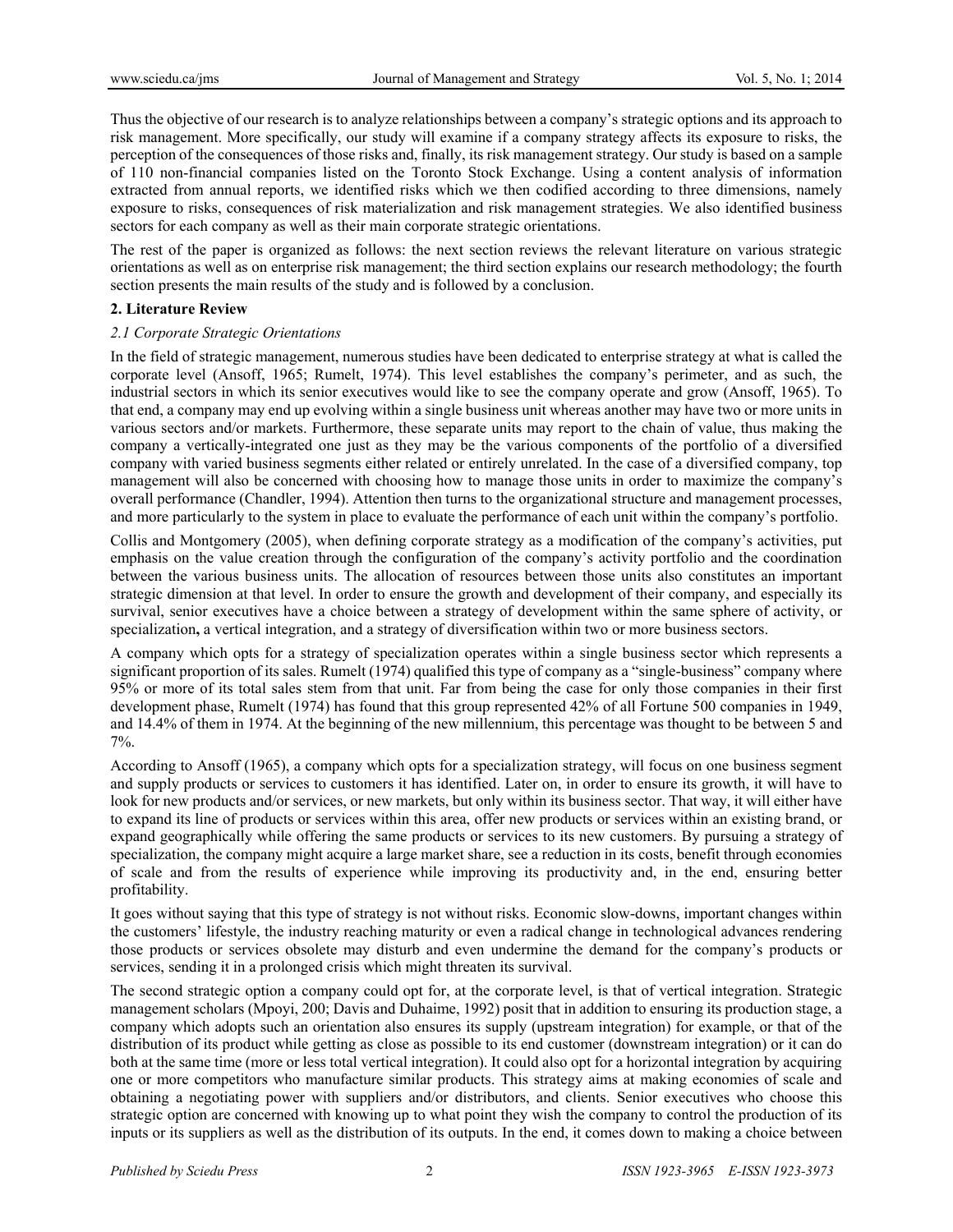Thus the objective of our research is to analyze relationships between a company's strategic options and its approach to risk management. More specifically, our study will examine if a company strategy affects its exposure to risks, the perception of the consequences of those risks and, finally, its risk management strategy. Our study is based on a sample of 110 non-financial companies listed on the Toronto Stock Exchange. Using a content analysis of information extracted from annual reports, we identified risks which we then codified according to three dimensions, namely exposure to risks, consequences of risk materialization and risk management strategies. We also identified business sectors for each company as well as their main corporate strategic orientations.

The rest of the paper is organized as follows: the next section reviews the relevant literature on various strategic orientations as well as on enterprise risk management; the third section explains our research methodology; the fourth section presents the main results of the study and is followed by a conclusion.

## 2. Literature Review

### *2.1 Corporate Strategic Orientations*

In the field of strategic management, numerous studies have been dedicated to enterprise strategy at what is called the corporate level (Ansoff, 1965; Rumelt, 1974). This level establishes the company's perimeter, and as such, the industrial sectors in which its senior executives would like to see the company operate and grow (Ansoff, 1965). To that end, a company may end up evolving within a single business unit whereas another may have two or more units in various sectors and/or markets. Furthermore, these separate units may report to the chain of value, thus making the company a vertically-integrated one just as they may be the various components of the portfolio of a diversified company with varied business segments either related or entirely unrelated. In the case of a diversified company, top management will also be concerned with choosing how to manage those units in order to maximize the company's overall performance (Chandler, 1994). Attention then turns to the organizational structure and management processes, and more particularly to the system in place to evaluate the performance of each unit within the company's portfolio.

Collis and Montgomery (2005), when defining corporate strategy as a modification of the company's activities, put emphasis on the value creation through the configuration of the company's activity portfolio and the coordination between the various business units. The allocation of resources between those units also constitutes an important strategic dimension at that level. In order to ensure the growth and development of their company, and especially its survival, senior executives have a choice between a strategy of development within the same sphere of activity, or specialization**,** a vertical integration, and a strategy of diversification within two or more business sectors.

A company which opts for a strategy of specialization operates within a single business sector which represents a significant proportion of its sales. Rumelt (1974) qualified this type of company as a "single-business" company where 95% or more of its total sales stem from that unit. Far from being the case for only those companies in their first development phase, Rumelt (1974) has found that this group represented 42% of all Fortune 500 companies in 1949, and 14.4% of them in 1974. At the beginning of the new millennium, this percentage was thought to be between 5 and 7%.

According to Ansoff (1965), a company which opts for a specialization strategy, will focus on one business segment and supply products or services to customers it has identified. Later on, in order to ensure its growth, it will have to look for new products and/or services, or new markets, but only within its business sector. That way, it will either have to expand its line of products or services within this area, offer new products or services within an existing brand, or expand geographically while offering the same products or services to its new customers. By pursuing a strategy of specialization, the company might acquire a large market share, see a reduction in its costs, benefit through economies of scale and from the results of experience while improving its productivity and, in the end, ensuring better profitability.

It goes without saying that this type of strategy is not without risks. Economic slow-downs, important changes within the customers' lifestyle, the industry reaching maturity or even a radical change in technological advances rendering those products or services obsolete may disturb and even undermine the demand for the company's products or services, sending it in a prolonged crisis which might threaten its survival.

The second strategic option a company could opt for, at the corporate level, is that of vertical integration. Strategic management scholars (Mpoyi, 200; Davis and Duhaime, 1992) posit that in addition to ensuring its production stage, a company which adopts such an orientation also ensures its supply (upstream integration) for example, or that of the distribution of its product while getting as close as possible to its end customer (downstream integration) or it can do both at the same time (more or less total vertical integration). It could also opt for a horizontal integration by acquiring one or more competitors who manufacture similar products. This strategy aims at making economies of scale and obtaining a negotiating power with suppliers and/or distributors, and clients. Senior executives who choose this strategic option are concerned with knowing up to what point they wish the company to control the production of its inputs or its suppliers as well as the distribution of its outputs. In the end, it comes down to making a choice between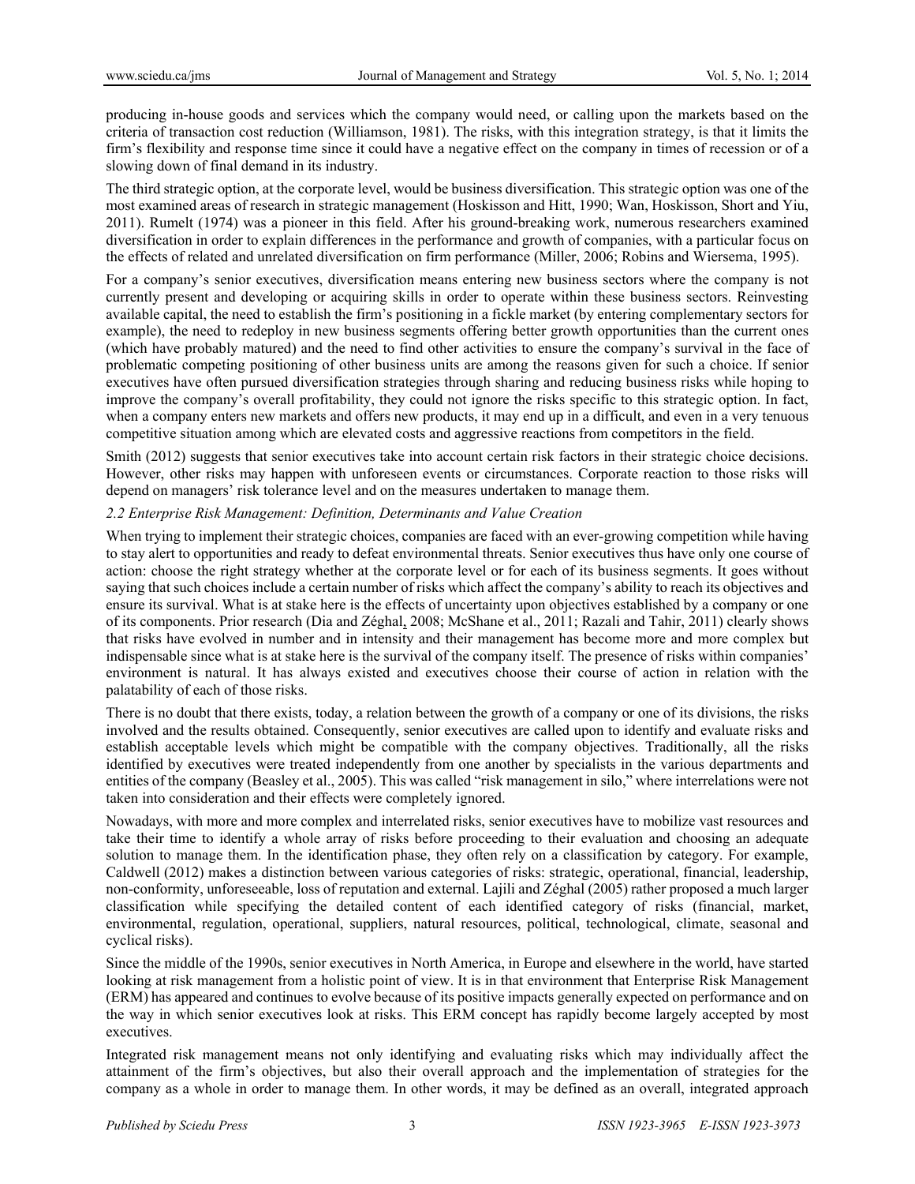producing in-house goods and services which the company would need, or calling upon the markets based on the criteria of transaction cost reduction (Williamson, 1981). The risks, with this integration strategy, is that it limits the firm's flexibility and response time since it could have a negative effect on the company in times of recession or of a slowing down of final demand in its industry.

The third strategic option, at the corporate level, would be business diversification. This strategic option was one of the most examined areas of research in strategic management (Hoskisson and Hitt, 1990; Wan, Hoskisson, Short and Yiu, 2011). Rumelt (1974) was a pioneer in this field. After his ground-breaking work, numerous researchers examined diversification in order to explain differences in the performance and growth of companies, with a particular focus on the effects of related and unrelated diversification on firm performance (Miller, 2006; Robins and Wiersema, 1995).

For a company's senior executives, diversification means entering new business sectors where the company is not currently present and developing or acquiring skills in order to operate within these business sectors. Reinvesting available capital, the need to establish the firm's positioning in a fickle market (by entering complementary sectors for example), the need to redeploy in new business segments offering better growth opportunities than the current ones (which have probably matured) and the need to find other activities to ensure the company's survival in the face of problematic competing positioning of other business units are among the reasons given for such a choice. If senior executives have often pursued diversification strategies through sharing and reducing business risks while hoping to improve the company's overall profitability, they could not ignore the risks specific to this strategic option. In fact, when a company enters new markets and offers new products, it may end up in a difficult, and even in a very tenuous competitive situation among which are elevated costs and aggressive reactions from competitors in the field.

Smith (2012) suggests that senior executives take into account certain risk factors in their strategic choice decisions. However, other risks may happen with unforeseen events or circumstances. Corporate reaction to those risks will depend on managers' risk tolerance level and on the measures undertaken to manage them.

### *2.2 Enterprise Risk Management: Definition, Determinants and Value Creation*

When trying to implement their strategic choices, companies are faced with an ever-growing competition while having to stay alert to opportunities and ready to defeat environmental threats. Senior executives thus have only one course of action: choose the right strategy whether at the corporate level or for each of its business segments. It goes without saying that such choices include a certain number of risks which affect the company's ability to reach its objectives and ensure its survival. What is at stake here is the effects of uncertainty upon objectives established by a company or one of its components. Prior research (Dia and Zéghal, 2008; McShane et al., 2011; Razali and Tahir, 2011) clearly shows that risks have evolved in number and in intensity and their management has become more and more complex but indispensable since what is at stake here is the survival of the company itself. The presence of risks within companies' environment is natural. It has always existed and executives choose their course of action in relation with the palatability of each of those risks.

There is no doubt that there exists, today, a relation between the growth of a company or one of its divisions, the risks involved and the results obtained. Consequently, senior executives are called upon to identify and evaluate risks and establish acceptable levels which might be compatible with the company objectives. Traditionally, all the risks identified by executives were treated independently from one another by specialists in the various departments and entities of the company (Beasley et al., 2005). This was called "risk management in silo," where interrelations were not taken into consideration and their effects were completely ignored.

Nowadays, with more and more complex and interrelated risks, senior executives have to mobilize vast resources and take their time to identify a whole array of risks before proceeding to their evaluation and choosing an adequate solution to manage them. In the identification phase, they often rely on a classification by category. For example, Caldwell (2012) makes a distinction between various categories of risks: strategic, operational, financial, leadership, non-conformity, unforeseeable, loss of reputation and external. Lajili and Zéghal (2005) rather proposed a much larger classification while specifying the detailed content of each identified category of risks (financial, market, environmental, regulation, operational, suppliers, natural resources, political, technological, climate, seasonal and cyclical risks).

Since the middle of the 1990s, senior executives in North America, in Europe and elsewhere in the world, have started looking at risk management from a holistic point of view. It is in that environment that Enterprise Risk Management (ERM) has appeared and continues to evolve because of its positive impacts generally expected on performance and on the way in which senior executives look at risks. This ERM concept has rapidly become largely accepted by most executives.

Integrated risk management means not only identifying and evaluating risks which may individually affect the attainment of the firm's objectives, but also their overall approach and the implementation of strategies for the company as a whole in order to manage them. In other words, it may be defined as an overall, integrated approach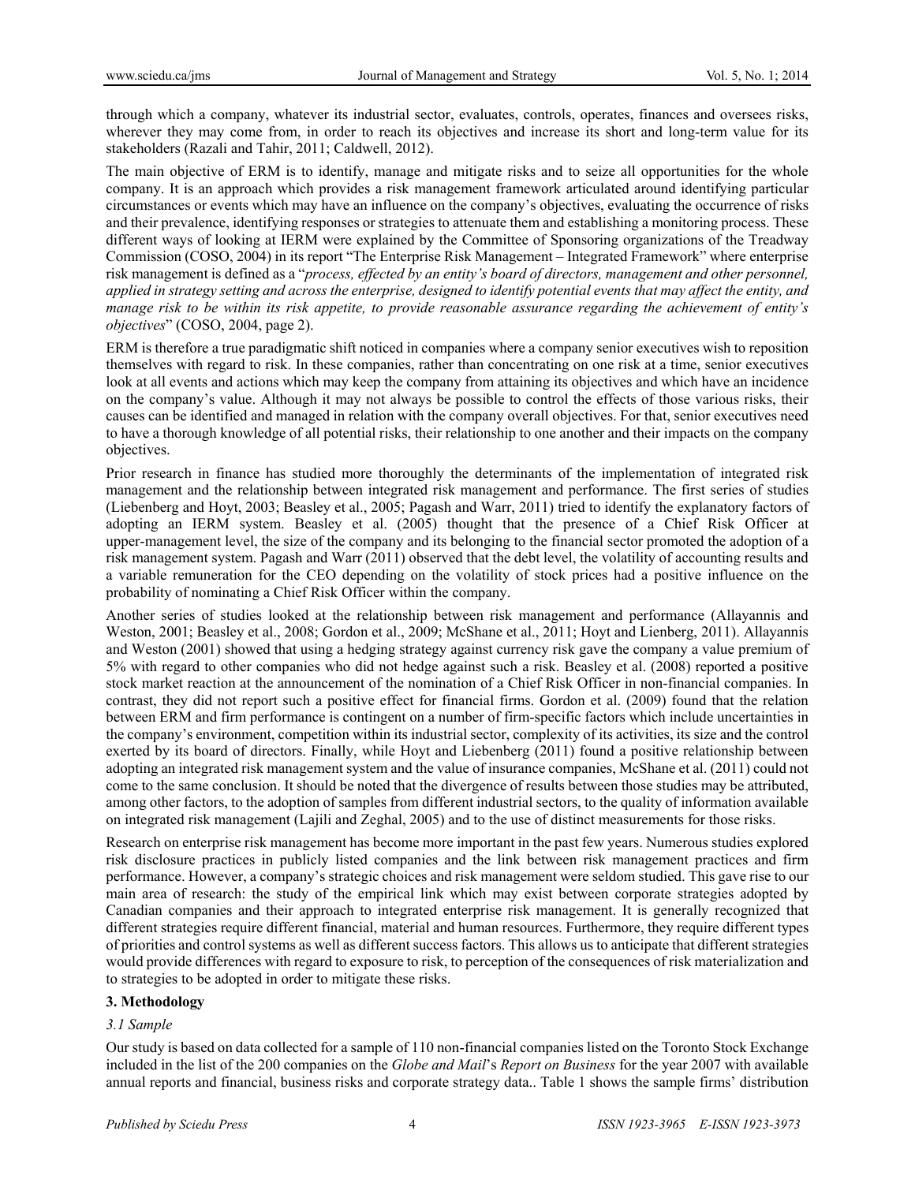through which a company, whatever its industrial sector, evaluates, controls, operates, finances and oversees risks, wherever they may come from, in order to reach its objectives and increase its short and long-term value for its stakeholders (Razali and Tahir, 2011; Caldwell, 2012).

The main objective of ERM is to identify, manage and mitigate risks and to seize all opportunities for the whole company. It is an approach which provides a risk management framework articulated around identifying particular circumstances or events which may have an influence on the company's objectives, evaluating the occurrence of risks and their prevalence, identifying responses or strategies to attenuate them and establishing a monitoring process. These different ways of looking at IERM were explained by the Committee of Sponsoring organizations of the Treadway Commission (COSO, 2004) in its report "The Enterprise Risk Management – Integrated Framework" where enterprise risk management is defined as a "*process, effected by an entity's board of directors, management and other personnel, applied in strategy setting and across the enterprise, designed to identify potential events that may affect the entity, and manage risk to be within its risk appetite, to provide reasonable assurance regarding the achievement of entity's objectives*" (COSO, 2004, page 2).

ERM is therefore a true paradigmatic shift noticed in companies where a company senior executives wish to reposition themselves with regard to risk. In these companies, rather than concentrating on one risk at a time, senior executives look at all events and actions which may keep the company from attaining its objectives and which have an incidence on the company's value. Although it may not always be possible to control the effects of those various risks, their causes can be identified and managed in relation with the company overall objectives. For that, senior executives need to have a thorough knowledge of all potential risks, their relationship to one another and their impacts on the company objectives.

Prior research in finance has studied more thoroughly the determinants of the implementation of integrated risk management and the relationship between integrated risk management and performance. The first series of studies (Liebenberg and Hoyt, 2003; Beasley et al., 2005; Pagash and Warr, 2011) tried to identify the explanatory factors of adopting an IERM system. Beasley et al. (2005) thought that the presence of a Chief Risk Officer at upper-management level, the size of the company and its belonging to the financial sector promoted the adoption of a risk management system. Pagash and Warr (2011) observed that the debt level, the volatility of accounting results and a variable remuneration for the CEO depending on the volatility of stock prices had a positive influence on the probability of nominating a Chief Risk Officer within the company.

Another series of studies looked at the relationship between risk management and performance (Allayannis and Weston, 2001; Beasley et al., 2008; Gordon et al., 2009; McShane et al., 2011; Hoyt and Lienberg, 2011). Allayannis and Weston (2001) showed that using a hedging strategy against currency risk gave the company a value premium of 5% with regard to other companies who did not hedge against such a risk. Beasley et al. (2008) reported a positive stock market reaction at the announcement of the nomination of a Chief Risk Officer in non-financial companies. In contrast, they did not report such a positive effect for financial firms. Gordon et al. (2009) found that the relation between ERM and firm performance is contingent on a number of firm-specific factors which include uncertainties in the company's environment, competition within its industrial sector, complexity of its activities, its size and the control exerted by its board of directors. Finally, while Hoyt and Liebenberg (2011) found a positive relationship between adopting an integrated risk management system and the value of insurance companies, McShane et al. (2011) could not come to the same conclusion. It should be noted that the divergence of results between those studies may be attributed, among other factors, to the adoption of samples from different industrial sectors, to the quality of information available on integrated risk management (Lajili and Zeghal, 2005) and to the use of distinct measurements for those risks.

Research on enterprise risk management has become more important in the past few years. Numerous studies explored risk disclosure practices in publicly listed companies and the link between risk management practices and firm performance. However, a company's strategic choices and risk management were seldom studied. This gave rise to our main area of research: the study of the empirical link which may exist between corporate strategies adopted by Canadian companies and their approach to integrated enterprise risk management. It is generally recognized that different strategies require different financial, material and human resources. Furthermore, they require different types of priorities and control systems as well as different success factors. This allows us to anticipate that different strategies would provide differences with regard to exposure to risk, to perception of the consequences of risk materialization and to strategies to be adopted in order to mitigate these risks.

## 3. Methodology

### *3.1 Sample*

Our study is based on data collected for a sample of 110 non-financial companies listed on the Toronto Stock Exchange included in the list of the 200 companies on the *Globe and Mail*'s *Report on Business* for the year 2007 with available annual reports and financial, business risks and corporate strategy data.. Table 1 shows the sample firms' distribution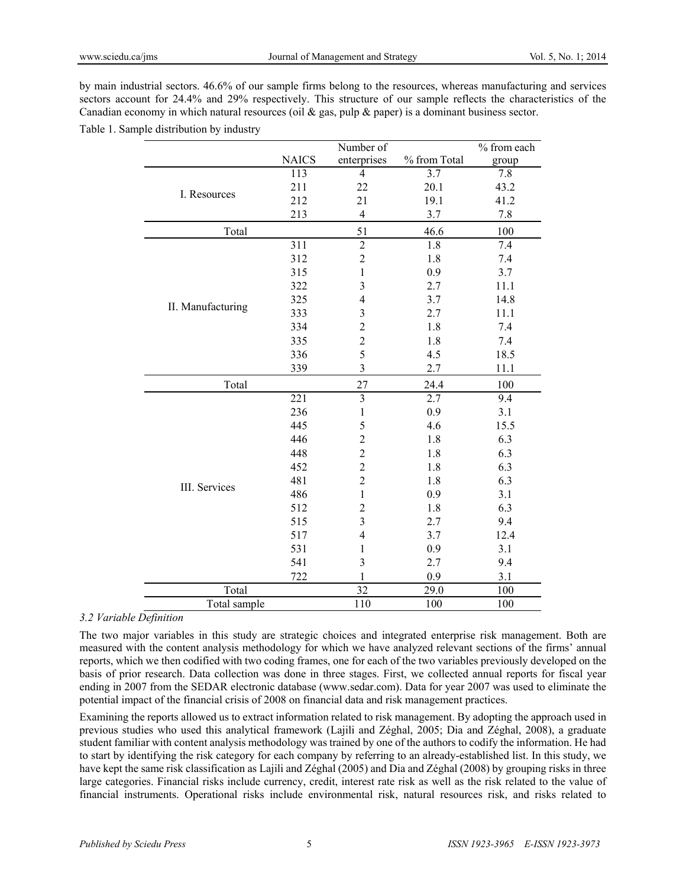by main industrial sectors. 46.6% of our sample firms belong to the resources, whereas manufacturing and services sectors account for 24.4% and 29% respectively. This structure of our sample reflects the characteristics of the Canadian economy in which natural resources (oil & gas, pulp & paper) is a dominant business sector.

Table 1. Sample distribution by industry

| | NAICS | Number of enterprises | % from Total | % from each group |
|---|---|---|---|---|
| I. Resources | 113 | 4 | 3.7 | 7.8 |
| | 211 | 22 | 20.1 | 43.2 |
| | 212 | 21 | 19.1 | 41.2 |
| | 213 | 4 | 3.7 | 7.8 |
| Total | | 51 | 46.6 | 100 |
| II. Manufacturing | 311 | 2 | 1.8 | 7.4 |
| | 312 | 2 | 1.8 | 7.4 |
| | 315 | 1 | 0.9 | 3.7 |
| | 322 | 3 | 2.7 | 11.1 |
| | 325 | 4 | 3.7 | 14.8 |
| | 333 | 3 | 2.7 | 11.1 |
| | 334 | 2 | 1.8 | 7.4 |
| | 335 | 2 | 1.8 | 7.4 |
| | 336 | 5 | 4.5 | 18.5 |
| | 339 | 3 | 2.7 | 11.1 |
| Total | | 27 | 24.4 | 100 |
| III. Services | 221 | 3 | 2.7 | 9.4 |
| | 236 | 1 | 0.9 | 3.1 |
| | 445 | 5 | 4.6 | 15.5 |
| | 446 | 2 | 1.8 | 6.3 |
| | 448 | 2 | 1.8 | 6.3 |
| | 452 | 2 | 1.8 | 6.3 |
| | 481 | 2 | 1.8 | 6.3 |
| | 486 | 1 | 0.9 | 3.1 |
| | 512 | 2 | 1.8 | 6.3 |
| | 515 | 3 | 2.7 | 9.4 |
| | 517 | 4 | 3.7 | 12.4 |
| | 531 | 1 | 0.9 | 3.1 |
| | 541 | 3 | 2.7 | 9.4 |
| | 722 | 1 | 0.9 | 3.1 |
| Total | | 32 | 29.0 | 100 |
| Total sample | | 110 | 100 | 100 |

### 3.2 Variable Definition

The two major variables in this study are strategic choices and integrated enterprise risk management. Both are measured with the content analysis methodology for which we have analyzed relevant sections of the firms' annual reports, which we then codified with two coding frames, one for each of the two variables previously developed on the basis of prior research. Data collection was done in three stages. First, we collected annual reports for fiscal year ending in 2007 from the SEDAR electronic database (www.sedar.com). Data for year 2007 was used to eliminate the potential impact of the financial crisis of 2008 on financial data and risk management practices.

Examining the reports allowed us to extract information related to risk management. By adopting the approach used in previous studies who used this analytical framework (Lajili and Zéghal, 2005; Dia and Zéghal, 2008), a graduate student familiar with content analysis methodology was trained by one of the authors to codify the information. He had to start by identifying the risk category for each company by referring to an already-established list. In this study, we have kept the same risk classification as Lajili and Zéghal (2005) and Dia and Zéghal (2008) by grouping risks in three large categories. Financial risks include currency, credit, interest rate risk as well as the risk related to the value of financial instruments. Operational risks include environmental risk, natural resources risk, and risks related to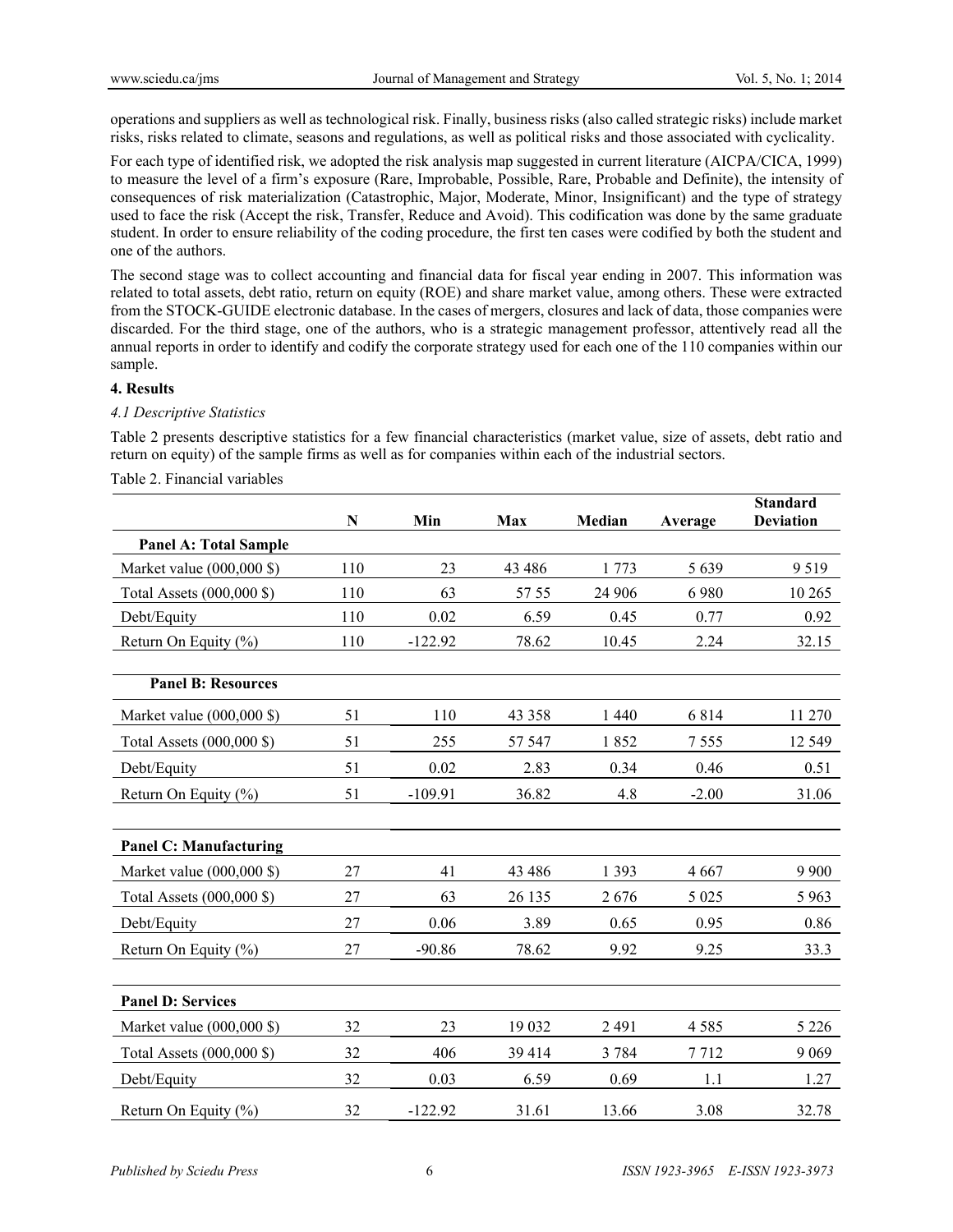operations and suppliers as well as technological risk. Finally, business risks (also called strategic risks) include market risks, risks related to climate, seasons and regulations, as well as political risks and those associated with cyclicality.

For each type of identified risk, we adopted the risk analysis map suggested in current literature (AICPA/CICA, 1999) to measure the level of a firm's exposure (Rare, Improbable, Possible, Rare, Probable and Definite), the intensity of consequences of risk materialization (Catastrophic, Major, Moderate, Minor, Insignificant) and the type of strategy used to face the risk (Accept the risk, Transfer, Reduce and Avoid). This codification was done by the same graduate student. In order to ensure reliability of the coding procedure, the first ten cases were codified by both the student and one of the authors.

The second stage was to collect accounting and financial data for fiscal year ending in 2007. This information was related to total assets, debt ratio, return on equity (ROE) and share market value, among others. These were extracted from the STOCK-GUIDE electronic database. In the cases of mergers, closures and lack of data, those companies were discarded. For the third stage, one of the authors, who is a strategic management professor, attentively read all the annual reports in order to identify and codify the corporate strategy used for each one of the 110 companies within our sample.

## 4. Results

### *4.1 Descriptive Statistics*

Table 2 presents descriptive statistics for a few financial characteristics (market value, size of assets, debt ratio and return on equity) of the sample firms as well as for companies within each of the industrial sectors.

Table 2. Financial variables

| | N | Min | Max | Median | Average | Standard Deviation |
|---|---|---|---|---|---|---|
| **Panel A: Total Sample** | | | | | | |
| Market value (000,000 $) | 110 | 23 | 43 486 | 1 773 | 5 639 | 9 519 |
| Total Assets (000,000 $) | 110 | 63 | 57 55 | 24 906 | 6 980 | 10 265 |
| Debt/Equity | 110 | 0.02 | 6.59 | 0.45 | 0.77 | 0.92 |
| Return On Equity (%) | 110 | -122.92 | 78.62 | 10.45 | 2.24 | 32.15 |
| **Panel B: Resources** | | | | | | |
| Market value (000,000 $) | 51 | 110 | 43 358 | 1 440 | 6 814 | 11 270 |
| Total Assets (000,000 $) | 51 | 255 | 57 547 | 1 852 | 7 555 | 12 549 |
| Debt/Equity | 51 | 0.02 | 2.83 | 0.34 | 0.46 | 0.51 |
| Return On Equity (%) | 51 | -109.91 | 36.82 | 4.8 | -2.00 | 31.06 |
| **Panel C: Manufacturing** | | | | | | |
| Market value (000,000 $) | 27 | 41 | 43 486 | 1 393 | 4 667 | 9 900 |
| Total Assets (000,000 $) | 27 | 63 | 26 135 | 2 676 | 5 025 | 5 963 |
| Debt/Equity | 27 | 0.06 | 3.89 | 0.65 | 0.95 | 0.86 |
| Return On Equity (%) | 27 | -90.86 | 78.62 | 9.92 | 9.25 | 33.3 |
| **Panel D: Services** | | | | | | |
| Market value (000,000 $) | 32 | 23 | 19 032 | 2 491 | 4 585 | 5 226 |
| Total Assets (000,000 $) | 32 | 406 | 39 414 | 3 784 | 7 712 | 9 069 |
| Debt/Equity | 32 | 0.03 | 6.59 | 0.69 | 1.1 | 1.27 |
| Return On Equity (%) | 32 | -122.92 | 31.61 | 13.66 | 3.08 | 32.78 |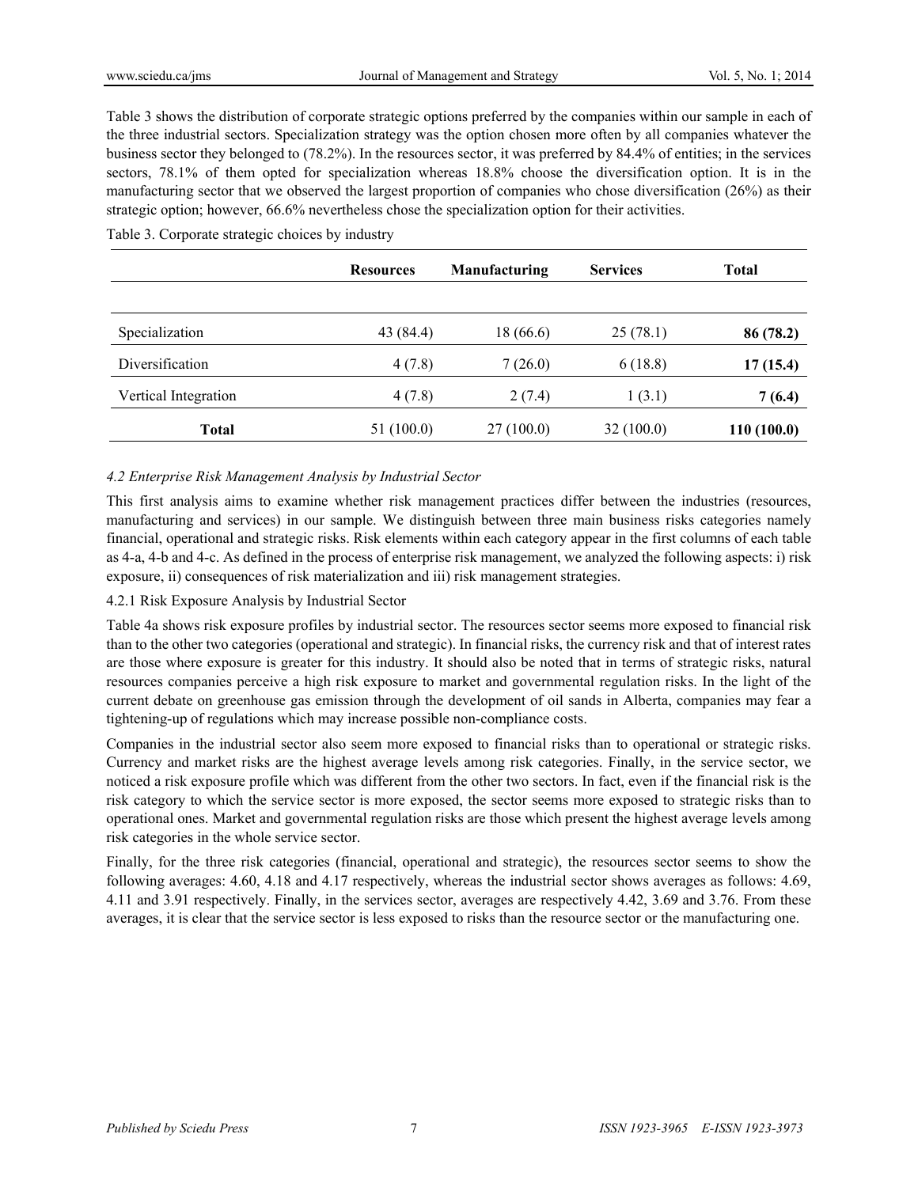Table 3 shows the distribution of corporate strategic options preferred by the companies within our sample in each of the three industrial sectors. Specialization strategy was the option chosen more often by all companies whatever the business sector they belonged to (78.2%). In the resources sector, it was preferred by 84.4% of entities; in the services sectors, 78.1% of them opted for specialization whereas 18.8% choose the diversification option. It is in the manufacturing sector that we observed the largest proportion of companies who chose diversification (26%) as their strategic option; however, 66.6% nevertheless chose the specialization option for their activities.

Table 3. Corporate strategic choices by industry

| | Resources | Manufacturing | Services | Total |
|---|---|---|---|---|
| Specialization | 43 (84.4) | 18 (66.6) | 25 (78.1) | **86 (78.2)** |
| Diversification | 4 (7.8) | 7 (26.0) | 6 (18.8) | **17 (15.4)** |
| Vertical Integration | 4 (7.8) | 2 (7.4) | 1 (3.1) | **7 (6.4)** |
| **Total** | 51 (100.0) | 27 (100.0) | 32 (100.0) | **110 (100.0)** |

### *4.2 Enterprise Risk Management Analysis by Industrial Sector*

This first analysis aims to examine whether risk management practices differ between the industries (resources, manufacturing and services) in our sample. We distinguish between three main business risks categories namely financial, operational and strategic risks. Risk elements within each category appear in the first columns of each table as 4-a, 4-b and 4-c. As defined in the process of enterprise risk management, we analyzed the following aspects: i) risk exposure, ii) consequences of risk materialization and iii) risk management strategies.

#### 4.2.1 Risk Exposure Analysis by Industrial Sector

Table 4a shows risk exposure profiles by industrial sector. The resources sector seems more exposed to financial risk than to the other two categories (operational and strategic). In financial risks, the currency risk and that of interest rates are those where exposure is greater for this industry. It should also be noted that in terms of strategic risks, natural resources companies perceive a high risk exposure to market and governmental regulation risks. In the light of the current debate on greenhouse gas emission through the development of oil sands in Alberta, companies may fear a tightening-up of regulations which may increase possible non-compliance costs.

Companies in the industrial sector also seem more exposed to financial risks than to operational or strategic risks. Currency and market risks are the highest average levels among risk categories. Finally, in the service sector, we noticed a risk exposure profile which was different from the other two sectors. In fact, even if the financial risk is the risk category to which the service sector is more exposed, the sector seems more exposed to strategic risks than to operational ones. Market and governmental regulation risks are those which present the highest average levels among risk categories in the whole service sector.

Finally, for the three risk categories (financial, operational and strategic), the resources sector seems to show the following averages: 4.60, 4.18 and 4.17 respectively, whereas the industrial sector shows averages as follows: 4.69, 4.11 and 3.91 respectively. Finally, in the services sector, averages are respectively 4.42, 3.69 and 3.76. From these averages, it is clear that the service sector is less exposed to risks than the resource sector or the manufacturing one.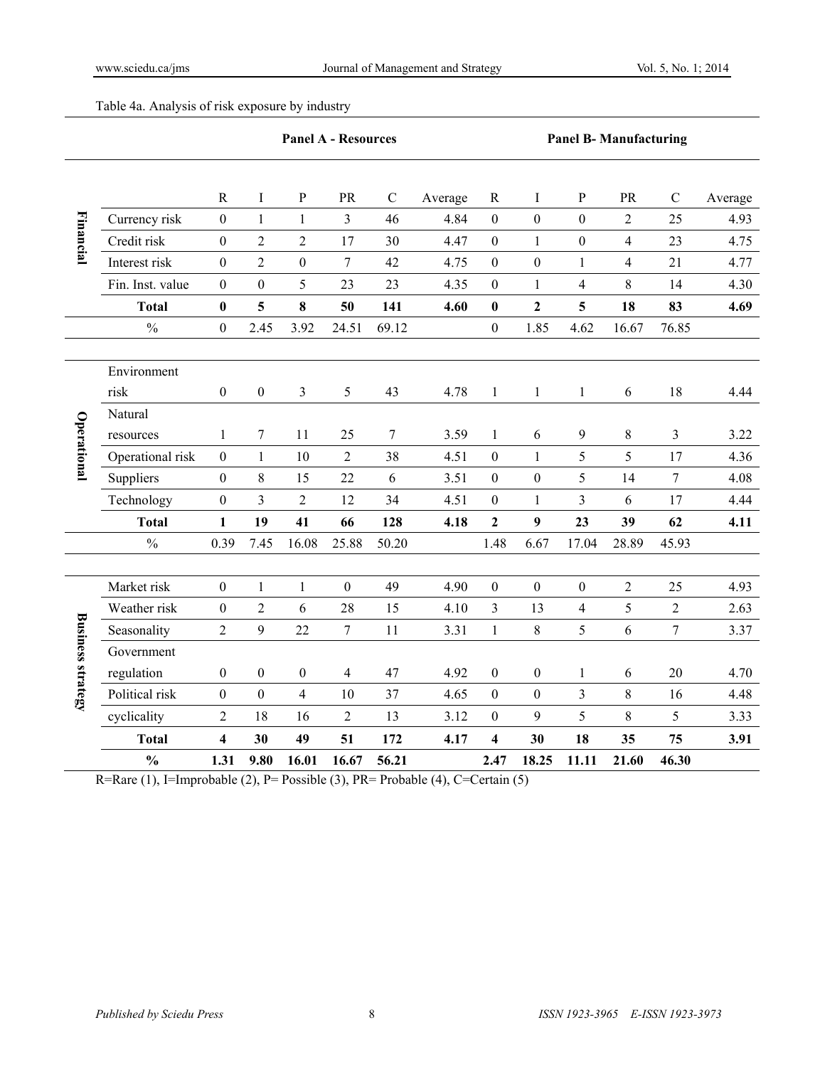Table 4a. Analysis of risk exposure by industry

| | | Panel A - Resources | | | | | | Panel B- Manufacturing | | | | | |
|---|---|---|---|---|---|---|---|---|---|---|---|---|---|
| | | R | I | P | PR | C | Average | R | I | P | PR | C | Average |
| **Financial** | Currency risk | 0 | 1 | 1 | 3 | 46 | 4.84 | 0 | 0 | 0 | 2 | 25 | 4.93 |
| | Credit risk | 0 | 2 | 2 | 17 | 30 | 4.47 | 0 | 1 | 0 | 4 | 23 | 4.75 |
| | Interest risk | 0 | 2 | 0 | 7 | 42 | 4.75 | 0 | 0 | 1 | 4 | 21 | 4.77 |
| | Fin. Inst. value | 0 | 0 | 5 | 23 | 23 | 4.35 | 0 | 1 | 4 | 8 | 14 | 4.30 |
| | **Total** | **0** | **5** | **8** | **50** | **141** | **4.60** | **0** | **2** | **5** | **18** | **83** | **4.69** |
| | % | 0 | 2.45 | 3.92 | 24.51 | 69.12 | | 0 | 1.85 | 4.62 | 16.67 | 76.85 | |
| **Operational** | Environment risk | 0 | 0 | 3 | 5 | 43 | 4.78 | 1 | 1 | 1 | 6 | 18 | 4.44 |
| | Natural resources | 1 | 7 | 11 | 25 | 7 | 3.59 | 1 | 6 | 9 | 8 | 3 | 3.22 |
| | Operational risk | 0 | 1 | 10 | 2 | 38 | 4.51 | 0 | 1 | 5 | 5 | 17 | 4.36 |
| | Suppliers | 0 | 8 | 15 | 22 | 6 | 3.51 | 0 | 0 | 5 | 14 | 7 | 4.08 |
| | Technology | 0 | 3 | 2 | 12 | 34 | 4.51 | 0 | 1 | 3 | 6 | 17 | 4.44 |
| | **Total** | **1** | **19** | **41** | **66** | **128** | **4.18** | **2** | **9** | **23** | **39** | **62** | **4.11** |
| | % | 0.39 | 7.45 | 16.08 | 25.88 | 50.20 | | 1.48 | 6.67 | 17.04 | 28.89 | 45.93 | |
| **Business strategy** | Market risk | 0 | 1 | 1 | 0 | 49 | 4.90 | 0 | 0 | 0 | 2 | 25 | 4.93 |
| | Weather risk | 0 | 2 | 6 | 28 | 15 | 4.10 | 3 | 13 | 4 | 5 | 2 | 2.63 |
| | Seasonality | 2 | 9 | 22 | 7 | 11 | 3.31 | 1 | 8 | 5 | 6 | 7 | 3.37 |
| | Government regulation | 0 | 0 | 0 | 4 | 47 | 4.92 | 0 | 0 | 1 | 6 | 20 | 4.70 |
| | Political risk | 0 | 0 | 4 | 10 | 37 | 4.65 | 0 | 0 | 3 | 8 | 16 | 4.48 |
| | cyclicality | 2 | 18 | 16 | 2 | 13 | 3.12 | 0 | 9 | 5 | 8 | 5 | 3.33 |
| | **Total** | **4** | **30** | **49** | **51** | **172** | **4.17** | **4** | **30** | **18** | **35** | **75** | **3.91** |
| | **%** | **1.31** | **9.80** | **16.01** | **16.67** | **56.21** | | **2.47** | **18.25** | **11.11** | **21.60** | **46.30** | |

R=Rare (1), I=Improbable (2), P= Possible (3), PR= Probable (4), C=Certain (5)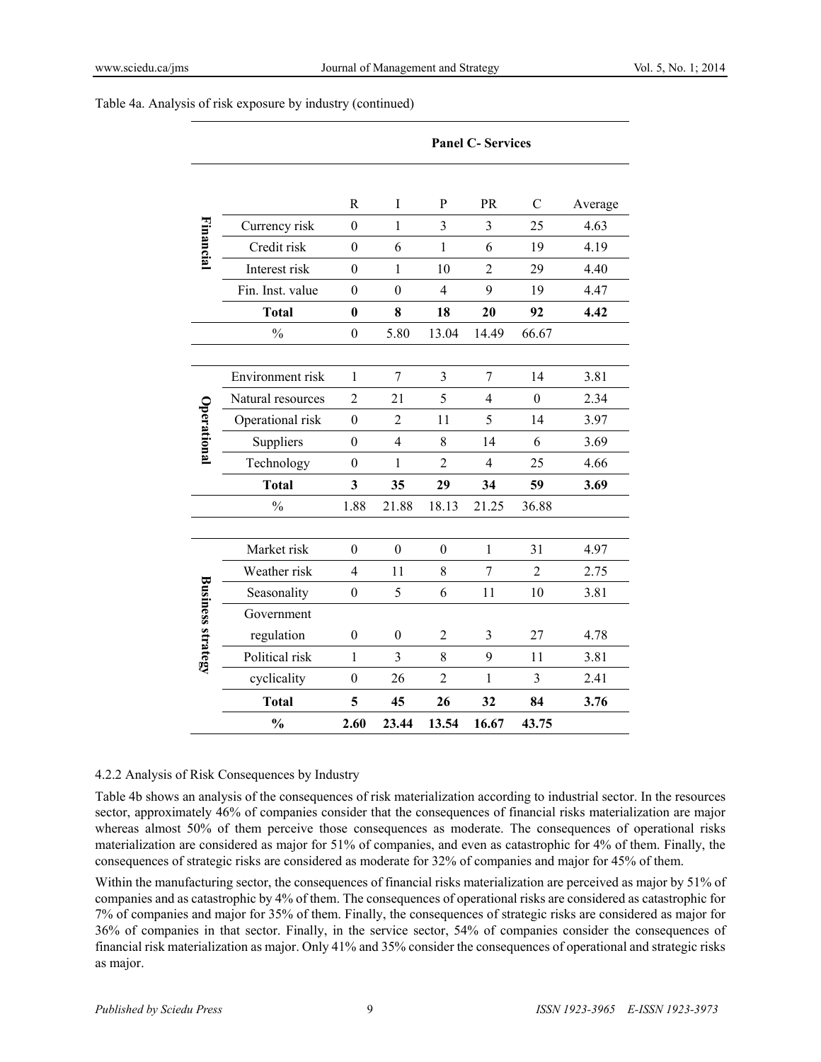Table 4a. Analysis of risk exposure by industry (continued)

| | | Panel C- Services | | | | | |
|---|---|---|---|---|---|---|---|
| | | R | I | P | PR | C | Average |
| Financial | Currency risk | 0 | 1 | 3 | 3 | 25 | 4.63 |
| | Credit risk | 0 | 6 | 1 | 6 | 19 | 4.19 |
| | Interest risk | 0 | 1 | 10 | 2 | 29 | 4.40 |
| | Fin. Inst. value | 0 | 0 | 4 | 9 | 19 | 4.47 |
| | **Total** | **0** | **8** | **18** | **20** | **92** | **4.42** |
| | % | 0 | 5.80 | 13.04 | 14.49 | 66.67 | |
| Operational | Environment risk | 1 | 7 | 3 | 7 | 14 | 3.81 |
| | Natural resources | 2 | 21 | 5 | 4 | 0 | 2.34 |
| | Operational risk | 0 | 2 | 11 | 5 | 14 | 3.97 |
| | Suppliers | 0 | 4 | 8 | 14 | 6 | 3.69 |
| | Technology | 0 | 1 | 2 | 4 | 25 | 4.66 |
| | **Total** | **3** | **35** | **29** | **34** | **59** | **3.69** |
| | % | 1.88 | 21.88 | 18.13 | 21.25 | 36.88 | |
| Business strategy | Market risk | 0 | 0 | 0 | 1 | 31 | 4.97 |
| | Weather risk | 4 | 11 | 8 | 7 | 2 | 2.75 |
| | Seasonality | 0 | 5 | 6 | 11 | 10 | 3.81 |
| | Government regulation | 0 | 0 | 2 | 3 | 27 | 4.78 |
| | Political risk | 1 | 3 | 8 | 9 | 11 | 3.81 |
| | cyclicality | 0 | 26 | 2 | 1 | 3 | 2.41 |
| | **Total** | **5** | **45** | **26** | **32** | **84** | **3.76** |
| | **%** | **2.60** | **23.44** | **13.54** | **16.67** | **43.75** | |

#### 4.2.2 Analysis of Risk Consequences by Industry

Table 4b shows an analysis of the consequences of risk materialization according to industrial sector. In the resources sector, approximately 46% of companies consider that the consequences of financial risks materialization are major whereas almost 50% of them perceive those consequences as moderate. The consequences of operational risks materialization are considered as major for 51% of companies, and even as catastrophic for 4% of them. Finally, the consequences of strategic risks are considered as moderate for 32% of companies and major for 45% of them.

Within the manufacturing sector, the consequences of financial risks materialization are perceived as major by 51% of companies and as catastrophic by 4% of them. The consequences of operational risks are considered as catastrophic for 7% of companies and major for 35% of them. Finally, the consequences of strategic risks are considered as major for 36% of companies in that sector. Finally, in the service sector, 54% of companies consider the consequences of financial risk materialization as major. Only 41% and 35% consider the consequences of operational and strategic risks as major.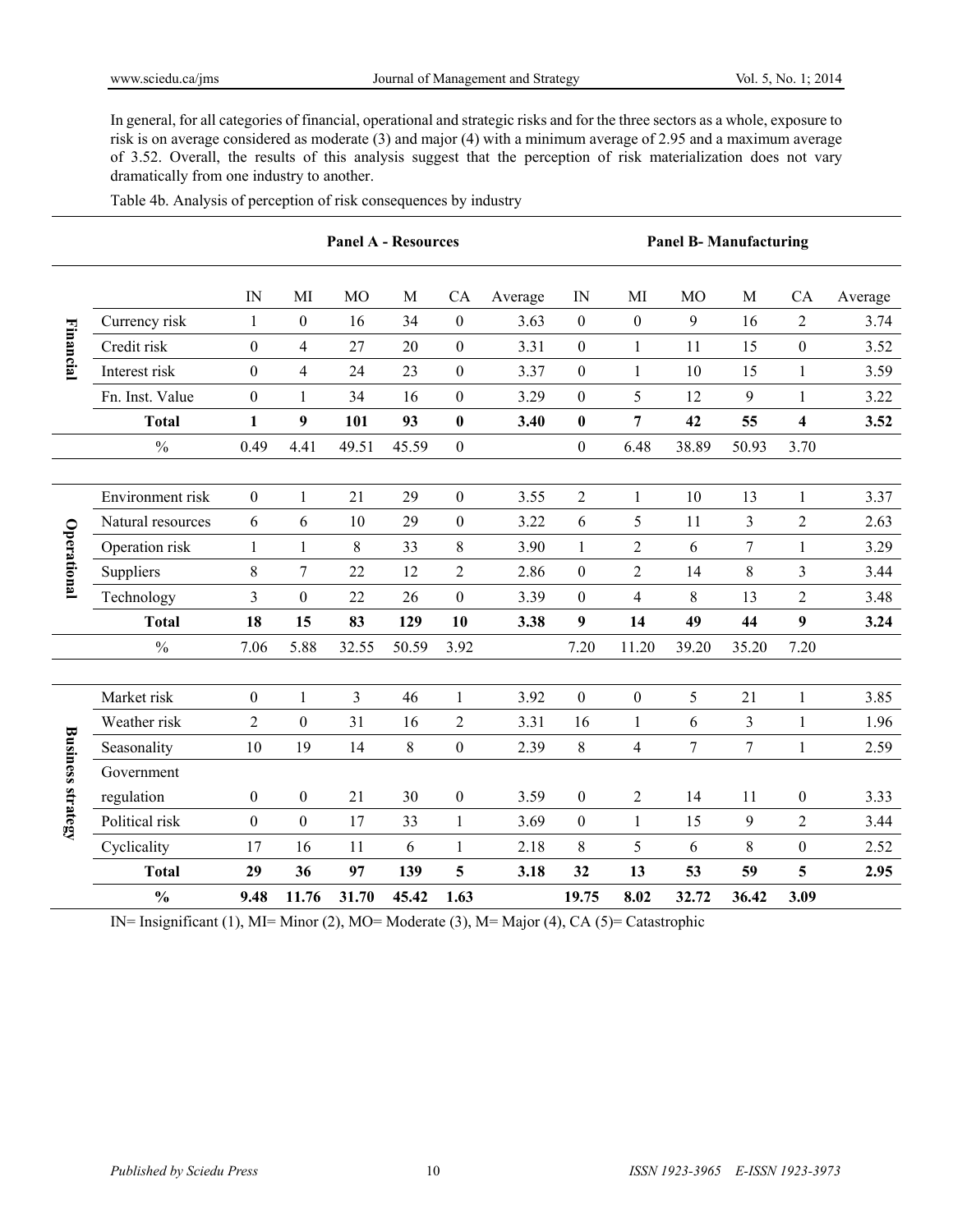In general, for all categories of financial, operational and strategic risks and for the three sectors as a whole, exposure to risk is on average considered as moderate (3) and major (4) with a minimum average of 2.95 and a maximum average of 3.52. Overall, the results of this analysis suggest that the perception of risk materialization does not vary dramatically from one industry to another.

Table 4b. Analysis of perception of risk consequences by industry

| | | Panel A - Resources | | | | | | Panel B- Manufacturing | | | | | |
|---|---|---|---|---|---|---|---|---|---|---|---|---|---|
| | | IN | MI | MO | M | CA | Average | IN | MI | MO | M | CA | Average |
| Financial | Currency risk | 1 | 0 | 16 | 34 | 0 | 3.63 | 0 | 0 | 9 | 16 | 2 | 3.74 |
| | Credit risk | 0 | 4 | 27 | 20 | 0 | 3.31 | 0 | 1 | 11 | 15 | 0 | 3.52 |
| | Interest risk | 0 | 4 | 24 | 23 | 0 | 3.37 | 0 | 1 | 10 | 15 | 1 | 3.59 |
| | Fn. Inst. Value | 0 | 1 | 34 | 16 | 0 | 3.29 | 0 | 5 | 12 | 9 | 1 | 3.22 |
| | **Total** | **1** | **9** | **101** | **93** | **0** | **3.40** | **0** | **7** | **42** | **55** | **4** | **3.52** |
| | % | 0.49 | 4.41 | 49.51 | 45.59 | 0 | | 0 | 6.48 | 38.89 | 50.93 | 3.70 | |
| Operational | Environment risk | 0 | 1 | 21 | 29 | 0 | 3.55 | 2 | 1 | 10 | 13 | 1 | 3.37 |
| | Natural resources | 6 | 6 | 10 | 29 | 0 | 3.22 | 6 | 5 | 11 | 3 | 2 | 2.63 |
| | Operation risk | 1 | 1 | 8 | 33 | 8 | 3.90 | 1 | 2 | 6 | 7 | 1 | 3.29 |
| | Suppliers | 8 | 7 | 22 | 12 | 2 | 2.86 | 0 | 2 | 14 | 8 | 3 | 3.44 |
| | Technology | 3 | 0 | 22 | 26 | 0 | 3.39 | 0 | 4 | 8 | 13 | 2 | 3.48 |
| | **Total** | **18** | **15** | **83** | **129** | **10** | **3.38** | **9** | **14** | **49** | **44** | **9** | **3.24** |
| | % | 7.06 | 5.88 | 32.55 | 50.59 | 3.92 | | 7.20 | 11.20 | 39.20 | 35.20 | 7.20 | |
| Business strategy | Market risk | 0 | 1 | 3 | 46 | 1 | 3.92 | 0 | 0 | 5 | 21 | 1 | 3.85 |
| | Weather risk | 2 | 0 | 31 | 16 | 2 | 3.31 | 16 | 1 | 6 | 3 | 1 | 1.96 |
| | Seasonality | 10 | 19 | 14 | 8 | 0 | 2.39 | 8 | 4 | 7 | 7 | 1 | 2.59 |
| | Government regulation | 0 | 0 | 21 | 30 | 0 | 3.59 | 0 | 2 | 14 | 11 | 0 | 3.33 |
| | Political risk | 0 | 0 | 17 | 33 | 1 | 3.69 | 0 | 1 | 15 | 9 | 2 | 3.44 |
| | Cyclicality | 17 | 16 | 11 | 6 | 1 | 2.18 | 8 | 5 | 6 | 8 | 0 | 2.52 |
| | **Total** | **29** | **36** | **97** | **139** | **5** | **3.18** | **32** | **13** | **53** | **59** | **5** | **2.95** |
| | **%** | **9.48** | **11.76** | **31.70** | **45.42** | **1.63** | | **19.75** | **8.02** | **32.72** | **36.42** | **3.09** | |

IN= Insignificant (1), MI= Minor (2), MO= Moderate (3), M= Major (4), CA (5)= Catastrophic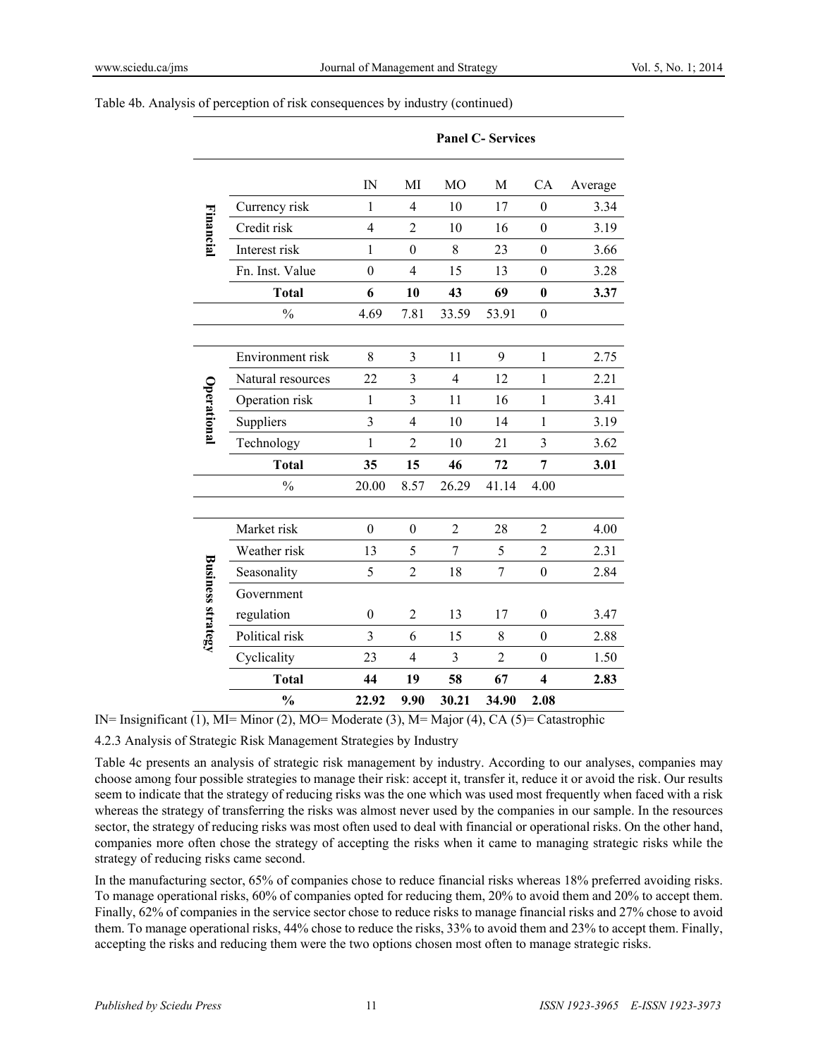Table 4b. Analysis of perception of risk consequences by industry (continued)

| | | Panel C- Services | | | | | |
|---|---|---|---|---|---|---|---|
| | | IN | MI | MO | M | CA | Average |
| Financial | Currency risk | 1 | 4 | 10 | 17 | 0 | 3.34 |
| | Credit risk | 4 | 2 | 10 | 16 | 0 | 3.19 |
| | Interest risk | 1 | 0 | 8 | 23 | 0 | 3.66 |
| | Fn. Inst. Value | 0 | 4 | 15 | 13 | 0 | 3.28 |
| | **Total** | **6** | **10** | **43** | **69** | **0** | **3.37** |
| | % | 4.69 | 7.81 | 33.59 | 53.91 | 0 | |
| Operational | Environment risk | 8 | 3 | 11 | 9 | 1 | 2.75 |
| | Natural resources | 22 | 3 | 4 | 12 | 1 | 2.21 |
| | Operation risk | 1 | 3 | 11 | 16 | 1 | 3.41 |
| | Suppliers | 3 | 4 | 10 | 14 | 1 | 3.19 |
| | Technology | 1 | 2 | 10 | 21 | 3 | 3.62 |
| | **Total** | **35** | **15** | **46** | **72** | **7** | **3.01** |
| | % | 20.00 | 8.57 | 26.29 | 41.14 | 4.00 | |
| Business strategy | Market risk | 0 | 0 | 2 | 28 | 2 | 4.00 |
| | Weather risk | 13 | 5 | 7 | 5 | 2 | 2.31 |
| | Seasonality | 5 | 2 | 18 | 7 | 0 | 2.84 |
| | Government regulation | 0 | 2 | 13 | 17 | 0 | 3.47 |
| | Political risk | 3 | 6 | 15 | 8 | 0 | 2.88 |
| | Cyclicality | 23 | 4 | 3 | 2 | 0 | 1.50 |
| | **Total** | **44** | **19** | **58** | **67** | **4** | **2.83** |
| | **%** | **22.92** | **9.90** | **30.21** | **34.90** | **2.08** | |

IN= Insignificant (1), MI= Minor (2), MO= Moderate (3), M= Major (4), CA (5)= Catastrophic

#### 4.2.3 Analysis of Strategic Risk Management Strategies by Industry

Table 4c presents an analysis of strategic risk management by industry. According to our analyses, companies may choose among four possible strategies to manage their risk: accept it, transfer it, reduce it or avoid the risk. Our results seem to indicate that the strategy of reducing risks was the one which was used most frequently when faced with a risk whereas the strategy of transferring the risks was almost never used by the companies in our sample. In the resources sector, the strategy of reducing risks was most often used to deal with financial or operational risks. On the other hand, companies more often chose the strategy of accepting the risks when it came to managing strategic risks while the strategy of reducing risks came second.

In the manufacturing sector, 65% of companies chose to reduce financial risks whereas 18% preferred avoiding risks. To manage operational risks, 60% of companies opted for reducing them, 20% to avoid them and 20% to accept them. Finally, 62% of companies in the service sector chose to reduce risks to manage financial risks and 27% chose to avoid them. To manage operational risks, 44% chose to reduce the risks, 33% to avoid them and 23% to accept them. Finally, accepting the risks and reducing them were the two options chosen most often to manage strategic risks.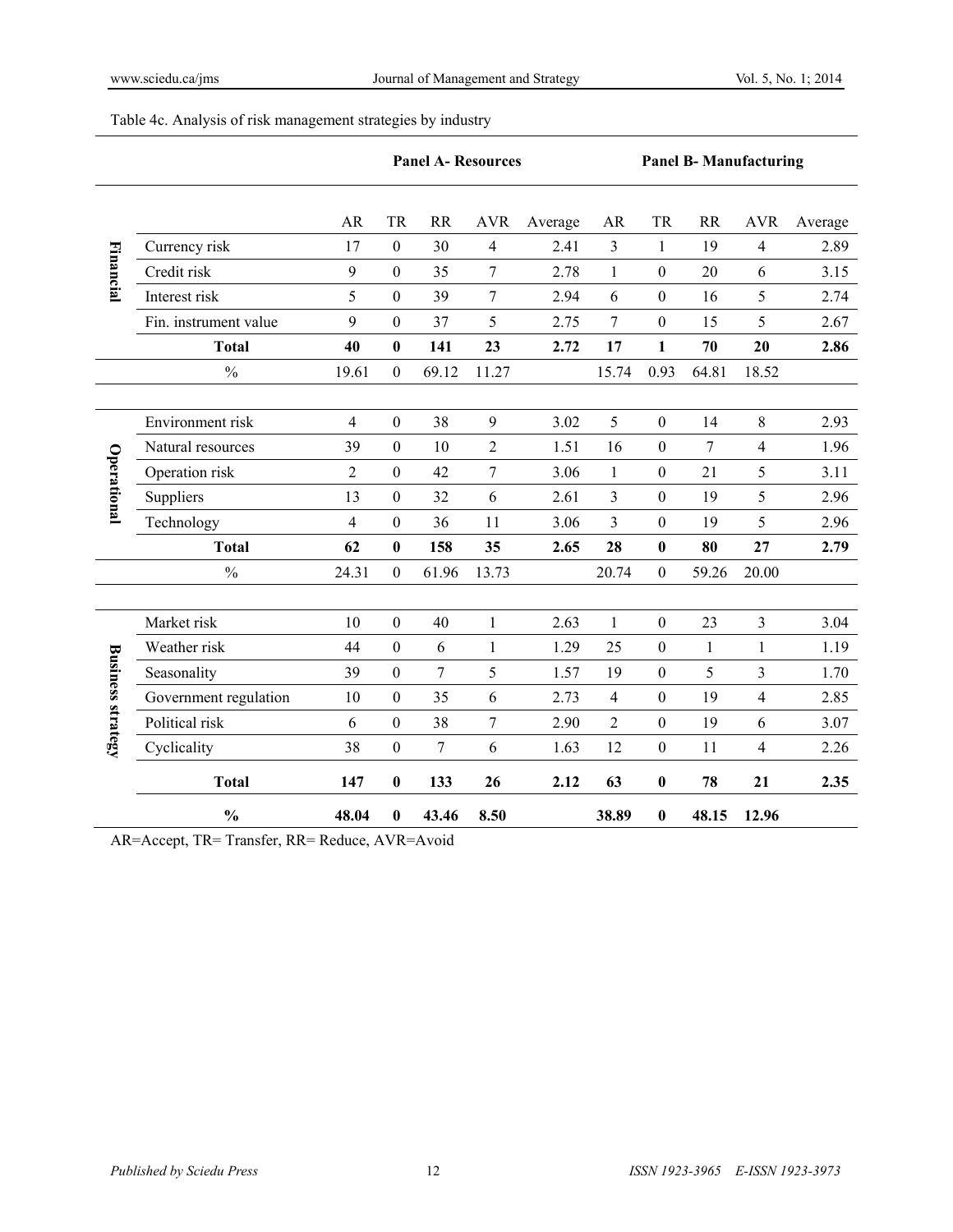Table 4c. Analysis of risk management strategies by industry

| | | Panel A- Resources | | | | | Panel B- Manufacturing | | | | |
|---|---|---|---|---|---|---|---|---|---|---|---|
| | | AR | TR | RR | AVR | Average | AR | TR | RR | AVR | Average |
| Financial | Currency risk | 17 | 0 | 30 | 4 | 2.41 | 3 | 1 | 19 | 4 | 2.89 |
| | Credit risk | 9 | 0 | 35 | 7 | 2.78 | 1 | 0 | 20 | 6 | 3.15 |
| | Interest risk | 5 | 0 | 39 | 7 | 2.94 | 6 | 0 | 16 | 5 | 2.74 |
| | Fin. instrument value | 9 | 0 | 37 | 5 | 2.75 | 7 | 0 | 15 | 5 | 2.67 |
| | **Total** | **40** | **0** | **141** | **23** | **2.72** | **17** | **1** | **70** | **20** | **2.86** |
| | % | 19.61 | 0 | 69.12 | 11.27 | | 15.74 | 0.93 | 64.81 | 18.52 | |
| Operational | Environment risk | 4 | 0 | 38 | 9 | 3.02 | 5 | 0 | 14 | 8 | 2.93 |
| | Natural resources | 39 | 0 | 10 | 2 | 1.51 | 16 | 0 | 7 | 4 | 1.96 |
| | Operation risk | 2 | 0 | 42 | 7 | 3.06 | 1 | 0 | 21 | 5 | 3.11 |
| | Suppliers | 13 | 0 | 32 | 6 | 2.61 | 3 | 0 | 19 | 5 | 2.96 |
| | Technology | 4 | 0 | 36 | 11 | 3.06 | 3 | 0 | 19 | 5 | 2.96 |
| | **Total** | **62** | **0** | **158** | **35** | **2.65** | **28** | **0** | **80** | **27** | **2.79** |
| | % | 24.31 | 0 | 61.96 | 13.73 | | 20.74 | 0 | 59.26 | 20.00 | |
| Business strategy | Market risk | 10 | 0 | 40 | 1 | 2.63 | 1 | 0 | 23 | 3 | 3.04 |
| | Weather risk | 44 | 0 | 6 | 1 | 1.29 | 25 | 0 | 1 | 1 | 1.19 |
| | Seasonality | 39 | 0 | 7 | 5 | 1.57 | 19 | 0 | 5 | 3 | 1.70 |
| | Government regulation | 10 | 0 | 35 | 6 | 2.73 | 4 | 0 | 19 | 4 | 2.85 |
| | Political risk | 6 | 0 | 38 | 7 | 2.90 | 2 | 0 | 19 | 6 | 3.07 |
| | Cyclicality | 38 | 0 | 7 | 6 | 1.63 | 12 | 0 | 11 | 4 | 2.26 |
| | **Total** | **147** | **0** | **133** | **26** | **2.12** | **63** | **0** | **78** | **21** | **2.35** |
| | **%** | **48.04** | **0** | **43.46** | **8.50** | | **38.89** | **0** | **48.15** | **12.96** | |

AR=Accept, TR= Transfer, RR= Reduce, AVR=Avoid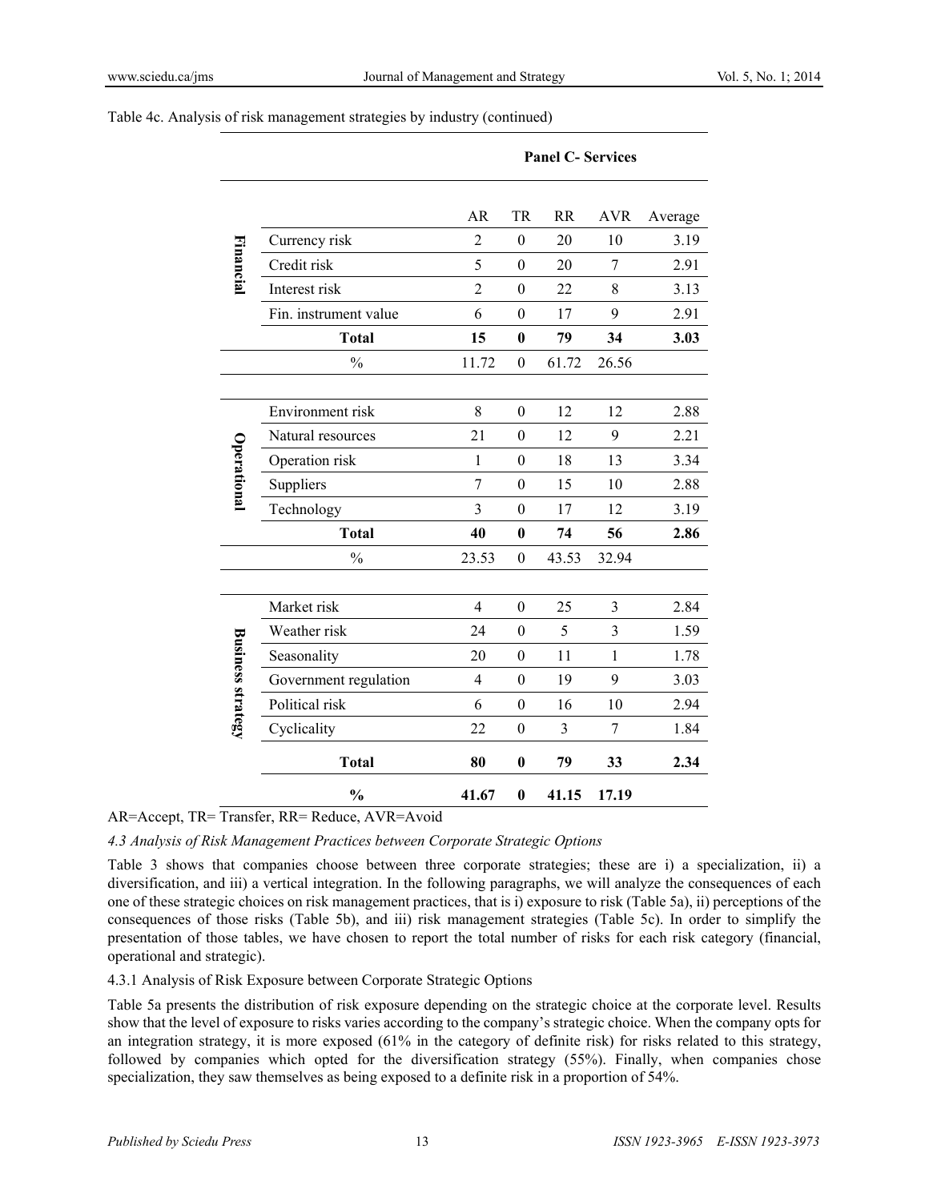Table 4c. Analysis of risk management strategies by industry (continued)

| | | Panel C- Services | | | | |
|---|---|---|---|---|---|---|
| | | AR | TR | RR | AVR | Average |
| **Financial** | Currency risk | 2 | 0 | 20 | 10 | 3.19 |
| | Credit risk | 5 | 0 | 20 | 7 | 2.91 |
| | Interest risk | 2 | 0 | 22 | 8 | 3.13 |
| | Fin. instrument value | 6 | 0 | 17 | 9 | 2.91 |
| | **Total** | **15** | **0** | **79** | **34** | **3.03** |
| | % | 11.72 | 0 | 61.72 | 26.56 | |
| **Operational** | Environment risk | 8 | 0 | 12 | 12 | 2.88 |
| | Natural resources | 21 | 0 | 12 | 9 | 2.21 |
| | Operation risk | 1 | 0 | 18 | 13 | 3.34 |
| | Suppliers | 7 | 0 | 15 | 10 | 2.88 |
| | Technology | 3 | 0 | 17 | 12 | 3.19 |
| | **Total** | **40** | **0** | **74** | **56** | **2.86** |
| | % | 23.53 | 0 | 43.53 | 32.94 | |
| **Business strategy** | Market risk | 4 | 0 | 25 | 3 | 2.84 |
| | Weather risk | 24 | 0 | 5 | 3 | 1.59 |
| | Seasonality | 20 | 0 | 11 | 1 | 1.78 |
| | Government regulation | 4 | 0 | 19 | 9 | 3.03 |
| | Political risk | 6 | 0 | 16 | 10 | 2.94 |
| | Cyclicality | 22 | 0 | 3 | 7 | 1.84 |
| | **Total** | **80** | **0** | **79** | **33** | **2.34** |
| | **%** | **41.67** | **0** | **41.15** | **17.19** | |

AR=Accept, TR= Transfer, RR= Reduce, AVR=Avoid

### *4.3 Analysis of Risk Management Practices between Corporate Strategic Options*

Table 3 shows that companies choose between three corporate strategies; these are i) a specialization, ii) a diversification, and iii) a vertical integration. In the following paragraphs, we will analyze the consequences of each one of these strategic choices on risk management practices, that is i) exposure to risk (Table 5a), ii) perceptions of the consequences of those risks (Table 5b), and iii) risk management strategies (Table 5c). In order to simplify the presentation of those tables, we have chosen to report the total number of risks for each risk category (financial, operational and strategic).

#### 4.3.1 Analysis of Risk Exposure between Corporate Strategic Options

Table 5a presents the distribution of risk exposure depending on the strategic choice at the corporate level. Results show that the level of exposure to risks varies according to the company's strategic choice. When the company opts for an integration strategy, it is more exposed (61% in the category of definite risk) for risks related to this strategy, followed by companies which opted for the diversification strategy (55%). Finally, when companies chose specialization, they saw themselves as being exposed to a definite risk in a proportion of 54%.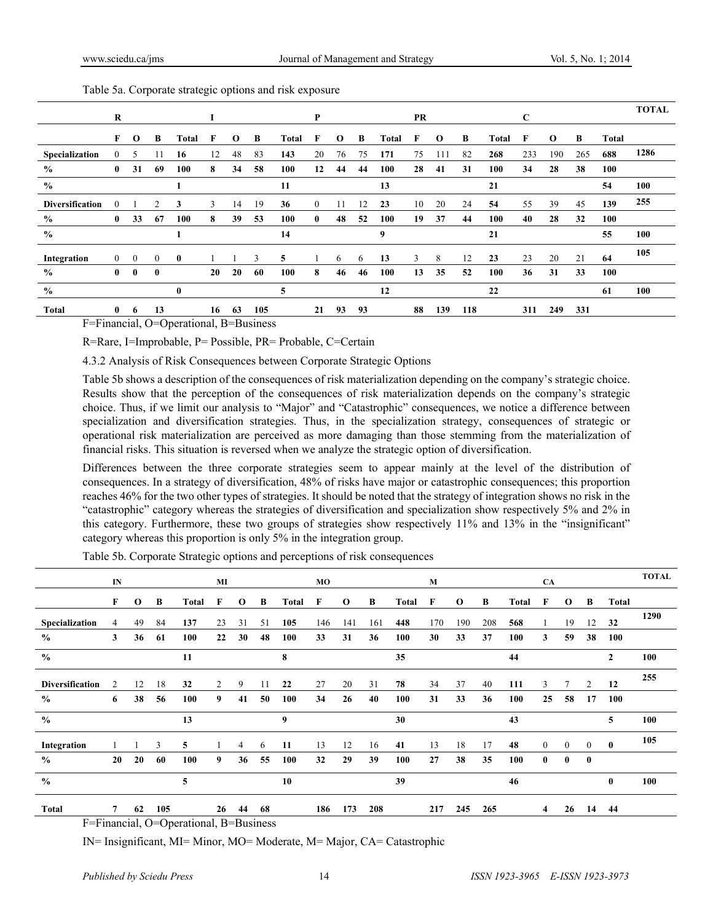Table 5a. Corporate strategic options and risk exposure

| | R | | | | I | | | | P | | | | PR | | | | C | | | | TOTAL |
|---|---|---|---|---|---|---|---|---|---|---|---|---|---|---|---|---|---|---|---|---|---|
| | F | O | B | Total | F | O | B | Total | F | O | B | Total | F | O | B | Total | F | O | B | Total | |
| Specialization | 0 | 5 | 11 | 16 | 12 | 48 | 83 | 143 | 20 | 76 | 75 | 171 | 75 | 111 | 82 | 268 | 233 | 190 | 265 | 688 | 1286 |
| % | 0 | 31 | 69 | 100 | 8 | 34 | 58 | 100 | 12 | 44 | 44 | 100 | 28 | 41 | 31 | 100 | 34 | 28 | 38 | 100 | |
| % | | | | 1 | | | | 11 | | | | 13 | | | | 21 | | | | 54 | 100 |
| Diversification | 0 | 1 | 2 | 3 | 3 | 14 | 19 | 36 | 0 | 11 | 12 | 23 | 10 | 20 | 24 | 54 | 55 | 39 | 45 | 139 | 255 |
| % | 0 | 33 | 67 | 100 | 8 | 39 | 53 | 100 | 0 | 48 | 52 | 100 | 19 | 37 | 44 | 100 | 40 | 28 | 32 | 100 | |
| % | | | | 1 | | | | 14 | | | | 9 | | | | 21 | | | | 55 | 100 |
| Integration | 0 | 0 | 0 | 0 | 1 | 1 | 3 | 5 | 1 | 6 | 6 | 13 | 3 | 8 | 12 | 23 | 23 | 20 | 21 | 64 | 105 |
| % | 0 | 0 | 0 | | 20 | 20 | 60 | 100 | 8 | 46 | 46 | 100 | 13 | 35 | 52 | 100 | 36 | 31 | 33 | 100 | |
| % | | | | 0 | | | | 5 | | | | 12 | | | | 22 | | | | 61 | 100 |
| Total | 0 | 6 | 13 | | 16 | 63 | 105 | | 21 | 93 | 93 | | 88 | 139 | 118 | | 311 | 249 | 331 | | |

F=Financial, O=Operational, B=Business

R=Rare, I=Improbable, P= Possible, PR= Probable, C=Certain

4.3.2 Analysis of Risk Consequences between Corporate Strategic Options

Table 5b shows a description of the consequences of risk materialization depending on the company's strategic choice. Results show that the perception of the consequences of risk materialization depends on the company's strategic choice. Thus, if we limit our analysis to "Major" and "Catastrophic" consequences, we notice a difference between specialization and diversification strategies. Thus, in the specialization strategy, consequences of strategic or operational risk materialization are perceived as more damaging than those stemming from the materialization of financial risks. This situation is reversed when we analyze the strategic option of diversification.

Differences between the three corporate strategies seem to appear mainly at the level of the distribution of consequences. In a strategy of diversification, 48% of risks have major or catastrophic consequences; this proportion reaches 46% for the two other types of strategies. It should be noted that the strategy of integration shows no risk in the "catastrophic" category whereas the strategies of diversification and specialization show respectively 5% and 2% in this category. Furthermore, these two groups of strategies show respectively 11% and 13% in the "insignificant" category whereas this proportion is only 5% in the integration group.

Table 5b. Corporate Strategic options and perceptions of risk consequences

| | IN | | | | MI | | | | MO | | | | M | | | | CA | | | | TOTAL |
|---|---|---|---|---|---|---|---|---|---|---|---|---|---|---|---|---|---|---|---|---|---|
| | F | O | B | Total | F | O | B | Total | F | O | B | Total | F | O | B | Total | F | O | B | Total | |
| Specialization | 4 | 49 | 84 | 137 | 23 | 31 | 51 | 105 | 146 | 141 | 161 | 448 | 170 | 190 | 208 | 568 | 1 | 19 | 12 | 32 | 1290 |
| % | 3 | 36 | 61 | 100 | 22 | 30 | 48 | 100 | 33 | 31 | 36 | 100 | 30 | 33 | 37 | 100 | 3 | 59 | 38 | 100 | |
| % | | | | 11 | | | | 8 | | | | 35 | | | | 44 | | | | 2 | 100 |
| Diversification | 2 | 12 | 18 | 32 | 2 | 9 | 11 | 22 | 27 | 20 | 31 | 78 | 34 | 37 | 40 | 111 | 3 | 7 | 2 | 12 | 255 |
| % | 6 | 38 | 56 | 100 | 9 | 41 | 50 | 100 | 34 | 26 | 40 | 100 | 31 | 33 | 36 | 100 | 25 | 58 | 17 | 100 | |
| % | | | | 13 | | | | 9 | | | | 30 | | | | 43 | | | | 5 | 100 |
| Integration | 1 | 1 | 3 | 5 | 1 | 4 | 6 | 11 | 13 | 12 | 16 | 41 | 13 | 18 | 17 | 48 | 0 | 0 | 0 | 0 | 105 |
| % | 20 | 20 | 60 | 100 | 9 | 36 | 55 | 100 | 32 | 29 | 39 | 100 | 27 | 38 | 35 | 100 | 0 | 0 | 0 | | |
| % | | | | 5 | | | | 10 | | | | 39 | | | | 46 | | | | 0 | 100 |
| Total | 7 | 62 | 105 | | 26 | 44 | 68 | | 186 | 173 | 208 | | 217 | 245 | 265 | | 4 | 26 | 14 | 44 | |

F=Financial, O=Operational, B=Business

IN= Insignificant, MI= Minor, MO= Moderate, M= Major, CA= Catastrophic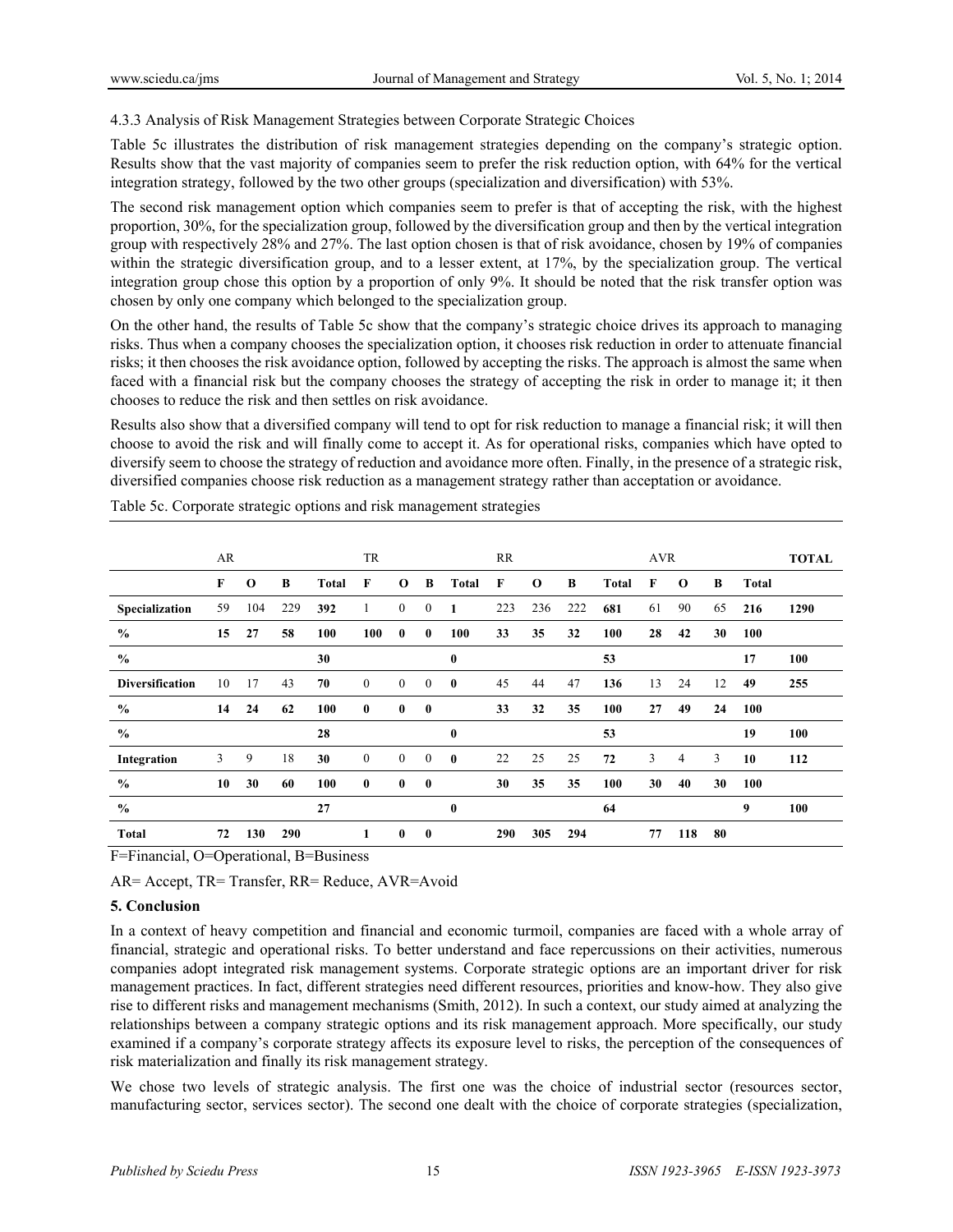#### 4.3.3 Analysis of Risk Management Strategies between Corporate Strategic Choices

Table 5c illustrates the distribution of risk management strategies depending on the company's strategic option. Results show that the vast majority of companies seem to prefer the risk reduction option, with 64% for the vertical integration strategy, followed by the two other groups (specialization and diversification) with 53%.

The second risk management option which companies seem to prefer is that of accepting the risk, with the highest proportion, 30%, for the specialization group, followed by the diversification group and then by the vertical integration group with respectively 28% and 27%. The last option chosen is that of risk avoidance, chosen by 19% of companies within the strategic diversification group, and to a lesser extent, at 17%, by the specialization group. The vertical integration group chose this option by a proportion of only 9%. It should be noted that the risk transfer option was chosen by only one company which belonged to the specialization group.

On the other hand, the results of Table 5c show that the company's strategic choice drives its approach to managing risks. Thus when a company chooses the specialization option, it chooses risk reduction in order to attenuate financial risks; it then chooses the risk avoidance option, followed by accepting the risks. The approach is almost the same when faced with a financial risk but the company chooses the strategy of accepting the risk in order to manage it; it then chooses to reduce the risk and then settles on risk avoidance.

Results also show that a diversified company will tend to opt for risk reduction to manage a financial risk; it will then choose to avoid the risk and will finally come to accept it. As for operational risks, companies which have opted to diversify seem to choose the strategy of reduction and avoidance more often. Finally, in the presence of a strategic risk, diversified companies choose risk reduction as a management strategy rather than acceptation or avoidance.

Table 5c. Corporate strategic options and risk management strategies

| | AR | | | | TR | | | | RR | | | | AVR | | | | **TOTAL** |
|---|---|---|---|---|---|---|---|---|---|---|---|---|---|---|---|---|---|
| | **F** | **O** | **B** | **Total** | **F** | **O** | **B** | **Total** | **F** | **O** | **B** | **Total** | **F** | **O** | **B** | **Total** | |
| **Specialization** | 59 | 104 | 229 | **392** | 1 | 0 | 0 | **1** | 223 | 236 | 222 | **681** | 61 | 90 | 65 | **216** | **1290** |
| **%** | **15** | **27** | **58** | **100** | **100** | **0** | **0** | **100** | **33** | **35** | **32** | **100** | **28** | **42** | **30** | **100** | |
| **%** | | | | **30** | | | | **0** | | | | **53** | | | | **17** | **100** |
| **Diversification** | 10 | 17 | 43 | **70** | 0 | 0 | 0 | **0** | 45 | 44 | 47 | **136** | 13 | 24 | 12 | **49** | **255** |
| **%** | **14** | **24** | **62** | **100** | **0** | **0** | **0** | | **33** | **32** | **35** | **100** | **27** | **49** | **24** | **100** | |
| **%** | | | | **28** | | | | **0** | | | | **53** | | | | **19** | **100** |
| **Integration** | 3 | 9 | 18 | **30** | 0 | 0 | 0 | **0** | 22 | 25 | 25 | **72** | 3 | 4 | 3 | **10** | **112** |
| **%** | **10** | **30** | **60** | **100** | **0** | **0** | **0** | | **30** | **35** | **35** | **100** | **30** | **40** | **30** | **100** | |
| **%** | | | | **27** | | | | **0** | | | | **64** | | | | **9** | **100** |
| **Total** | **72** | **130** | **290** | | **1** | **0** | **0** | | **290** | **305** | **294** | | **77** | **118** | **80** | | |

F=Financial, O=Operational, B=Business

AR= Accept, TR= Transfer, RR= Reduce, AVR=Avoid

## 5. Conclusion

In a context of heavy competition and financial and economic turmoil, companies are faced with a whole array of financial, strategic and operational risks. To better understand and face repercussions on their activities, numerous companies adopt integrated risk management systems. Corporate strategic options are an important driver for risk management practices. In fact, different strategies need different resources, priorities and know-how. They also give rise to different risks and management mechanisms (Smith, 2012). In such a context, our study aimed at analyzing the relationships between a company strategic options and its risk management approach. More specifically, our study examined if a company's corporate strategy affects its exposure level to risks, the perception of the consequences of risk materialization and finally its risk management strategy.

We chose two levels of strategic analysis. The first one was the choice of industrial sector (resources sector, manufacturing sector, services sector). The second one dealt with the choice of corporate strategies (specialization,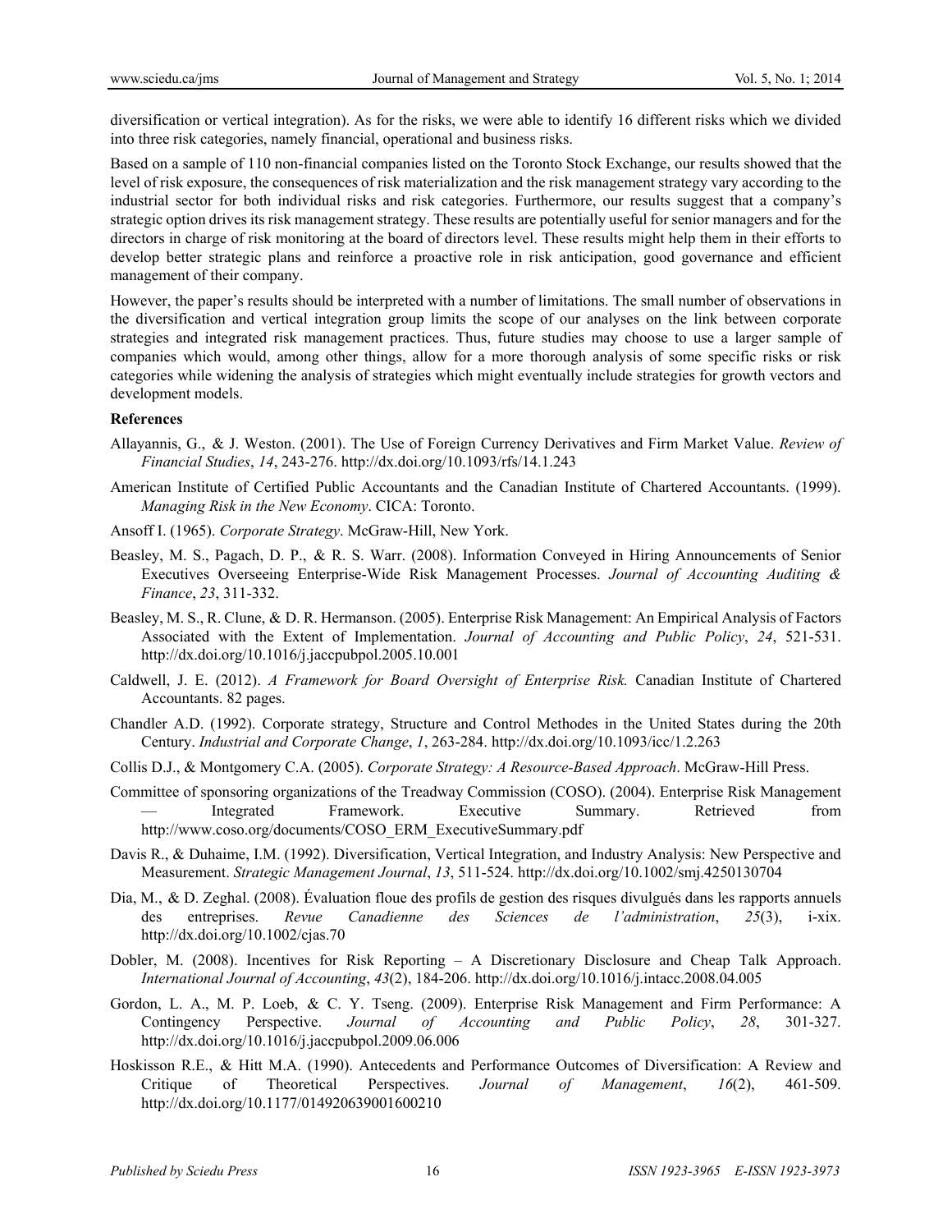diversification or vertical integration). As for the risks, we were able to identify 16 different risks which we divided into three risk categories, namely financial, operational and business risks.

Based on a sample of 110 non-financial companies listed on the Toronto Stock Exchange, our results showed that the level of risk exposure, the consequences of risk materialization and the risk management strategy vary according to the industrial sector for both individual risks and risk categories. Furthermore, our results suggest that a company's strategic option drives its risk management strategy. These results are potentially useful for senior managers and for the directors in charge of risk monitoring at the board of directors level. These results might help them in their efforts to develop better strategic plans and reinforce a proactive role in risk anticipation, good governance and efficient management of their company.

However, the paper's results should be interpreted with a number of limitations. The small number of observations in the diversification and vertical integration group limits the scope of our analyses on the link between corporate strategies and integrated risk management practices. Thus, future studies may choose to use a larger sample of companies which would, among other things, allow for a more thorough analysis of some specific risks or risk categories while widening the analysis of strategies which might eventually include strategies for growth vectors and development models.

## References

Allayannis, G., & J. Weston. (2001). The Use of Foreign Currency Derivatives and Firm Market Value. *Review of Financial Studies*, *14*, 243-276. http://dx.doi.org/10.1093/rfs/14.1.243

American Institute of Certified Public Accountants and the Canadian Institute of Chartered Accountants. (1999). *Managing Risk in the New Economy*. CICA: Toronto.

Ansoff I. (1965). *Corporate Strategy*. McGraw-Hill, New York.

Beasley, M. S., Pagach, D. P., & R. S. Warr. (2008). Information Conveyed in Hiring Announcements of Senior Executives Overseeing Enterprise-Wide Risk Management Processes. *Journal of Accounting Auditing & Finance*, *23*, 311-332.

Beasley, M. S., R. Clune, & D. R. Hermanson. (2005). Enterprise Risk Management: An Empirical Analysis of Factors Associated with the Extent of Implementation. *Journal of Accounting and Public Policy*, *24*, 521-531. http://dx.doi.org/10.1016/j.jaccpubpol.2005.10.001

Caldwell, J. E. (2012). *A Framework for Board Oversight of Enterprise Risk.* Canadian Institute of Chartered Accountants. 82 pages.

Chandler A.D. (1992). Corporate strategy, Structure and Control Methodes in the United States during the 20th Century. *Industrial and Corporate Change*, *1*, 263-284. http://dx.doi.org/10.1093/icc/1.2.263

Collis D.J., & Montgomery C.A. (2005). *Corporate Strategy: A Resource-Based Approach*. McGraw-Hill Press.

Committee of sponsoring organizations of the Treadway Commission (COSO). (2004). Enterprise Risk Management — Integrated Framework. Executive Summary. Retrieved from http://www.coso.org/documents/COSO_ERM_ExecutiveSummary.pdf

Davis R., & Duhaime, I.M. (1992). Diversification, Vertical Integration, and Industry Analysis: New Perspective and Measurement. *Strategic Management Journal*, *13*, 511-524. http://dx.doi.org/10.1002/smj.4250130704

Dia, M., & D. Zeghal. (2008). Évaluation floue des profils de gestion des risques divulgués dans les rapports annuels des entreprises. *Revue Canadienne des Sciences de l'administration*, *25*(3), i-xix. http://dx.doi.org/10.1002/cjas.70

Dobler, M. (2008). Incentives for Risk Reporting – A Discretionary Disclosure and Cheap Talk Approach. *International Journal of Accounting*, *43*(2), 184-206. http://dx.doi.org/10.1016/j.intacc.2008.04.005

Gordon, L. A., M. P. Loeb, & C. Y. Tseng. (2009). Enterprise Risk Management and Firm Performance: A Contingency Perspective. *Journal of Accounting and Public Policy*, *28*, 301-327. http://dx.doi.org/10.1016/j.jaccpubpol.2009.06.006

Hoskisson R.E., & Hitt M.A. (1990). Antecedents and Performance Outcomes of Diversification: A Review and Critique of Theoretical Perspectives. *Journal of Management*, *16*(2), 461-509. http://dx.doi.org/10.1177/014920639001600210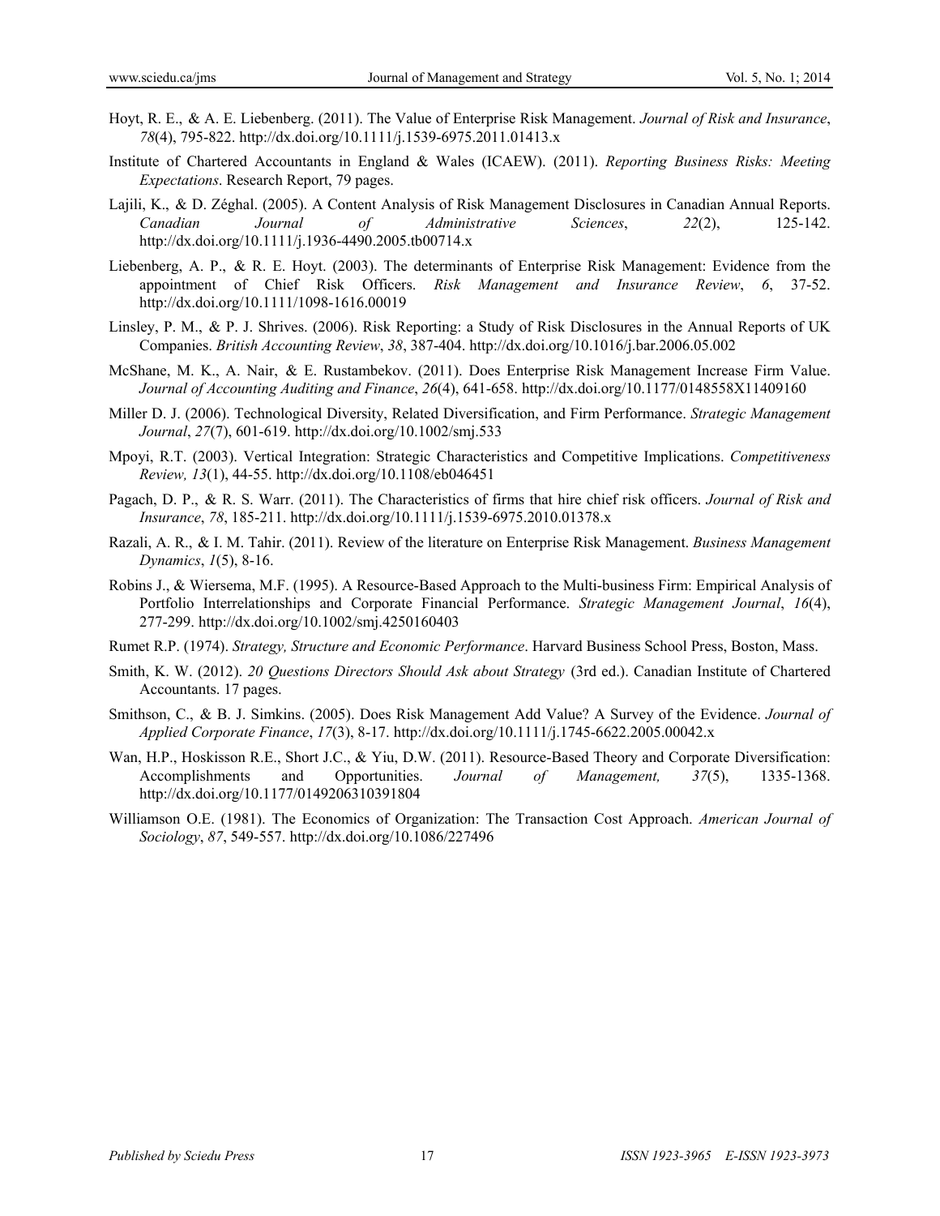Hoyt, R. E., & A. E. Liebenberg. (2011). The Value of Enterprise Risk Management. *Journal of Risk and Insurance*, *78*(4), 795-822. http://dx.doi.org/10.1111/j.1539-6975.2011.01413.x

Institute of Chartered Accountants in England & Wales (ICAEW). (2011). *Reporting Business Risks: Meeting Expectations*. Research Report, 79 pages.

Lajili, K., & D. Zéghal. (2005). A Content Analysis of Risk Management Disclosures in Canadian Annual Reports. *Canadian Journal of Administrative Sciences*, *22*(2), 125-142. http://dx.doi.org/10.1111/j.1936-4490.2005.tb00714.x

Liebenberg, A. P., & R. E. Hoyt. (2003). The determinants of Enterprise Risk Management: Evidence from the appointment of Chief Risk Officers. *Risk Management and Insurance Review*, *6*, 37-52. http://dx.doi.org/10.1111/1098-1616.00019

Linsley, P. M., & P. J. Shrives. (2006). Risk Reporting: a Study of Risk Disclosures in the Annual Reports of UK Companies. *British Accounting Review*, *38*, 387-404. http://dx.doi.org/10.1016/j.bar.2006.05.002

McShane, M. K., A. Nair, & E. Rustambekov. (2011). Does Enterprise Risk Management Increase Firm Value. *Journal of Accounting Auditing and Finance*, *26*(4), 641-658. http://dx.doi.org/10.1177/0148558X11409160

Miller D. J. (2006). Technological Diversity, Related Diversification, and Firm Performance. *Strategic Management Journal*, *27*(7), 601-619. http://dx.doi.org/10.1002/smj.533

Mpoyi, R.T. (2003). Vertical Integration: Strategic Characteristics and Competitive Implications. *Competitiveness Review, 13*(1), 44-55. http://dx.doi.org/10.1108/eb046451

Pagach, D. P., & R. S. Warr. (2011). The Characteristics of firms that hire chief risk officers. *Journal of Risk and Insurance*, *78*, 185-211. http://dx.doi.org/10.1111/j.1539-6975.2010.01378.x

Razali, A. R., & I. M. Tahir. (2011). Review of the literature on Enterprise Risk Management. *Business Management Dynamics*, *1*(5), 8-16.

Robins J., & Wiersema, M.F. (1995). A Resource-Based Approach to the Multi-business Firm: Empirical Analysis of Portfolio Interrelationships and Corporate Financial Performance. *Strategic Management Journal*, *16*(4), 277-299. http://dx.doi.org/10.1002/smj.4250160403

Rumet R.P. (1974). *Strategy, Structure and Economic Performance*. Harvard Business School Press, Boston, Mass.

Smith, K. W. (2012). *20 Questions Directors Should Ask about Strategy* (3rd ed.). Canadian Institute of Chartered Accountants. 17 pages.

Smithson, C., & B. J. Simkins. (2005). Does Risk Management Add Value? A Survey of the Evidence. *Journal of Applied Corporate Finance*, *17*(3), 8-17. http://dx.doi.org/10.1111/j.1745-6622.2005.00042.x

Wan, H.P., Hoskisson R.E., Short J.C., & Yiu, D.W. (2011). Resource-Based Theory and Corporate Diversification: Accomplishments and Opportunities. *Journal of Management, 37*(5), 1335-1368. http://dx.doi.org/10.1177/0149206310391804

Williamson O.E. (1981). The Economics of Organization: The Transaction Cost Approach. *American Journal of Sociology*, *87*, 549-557. http://dx.doi.org/10.1086/227496